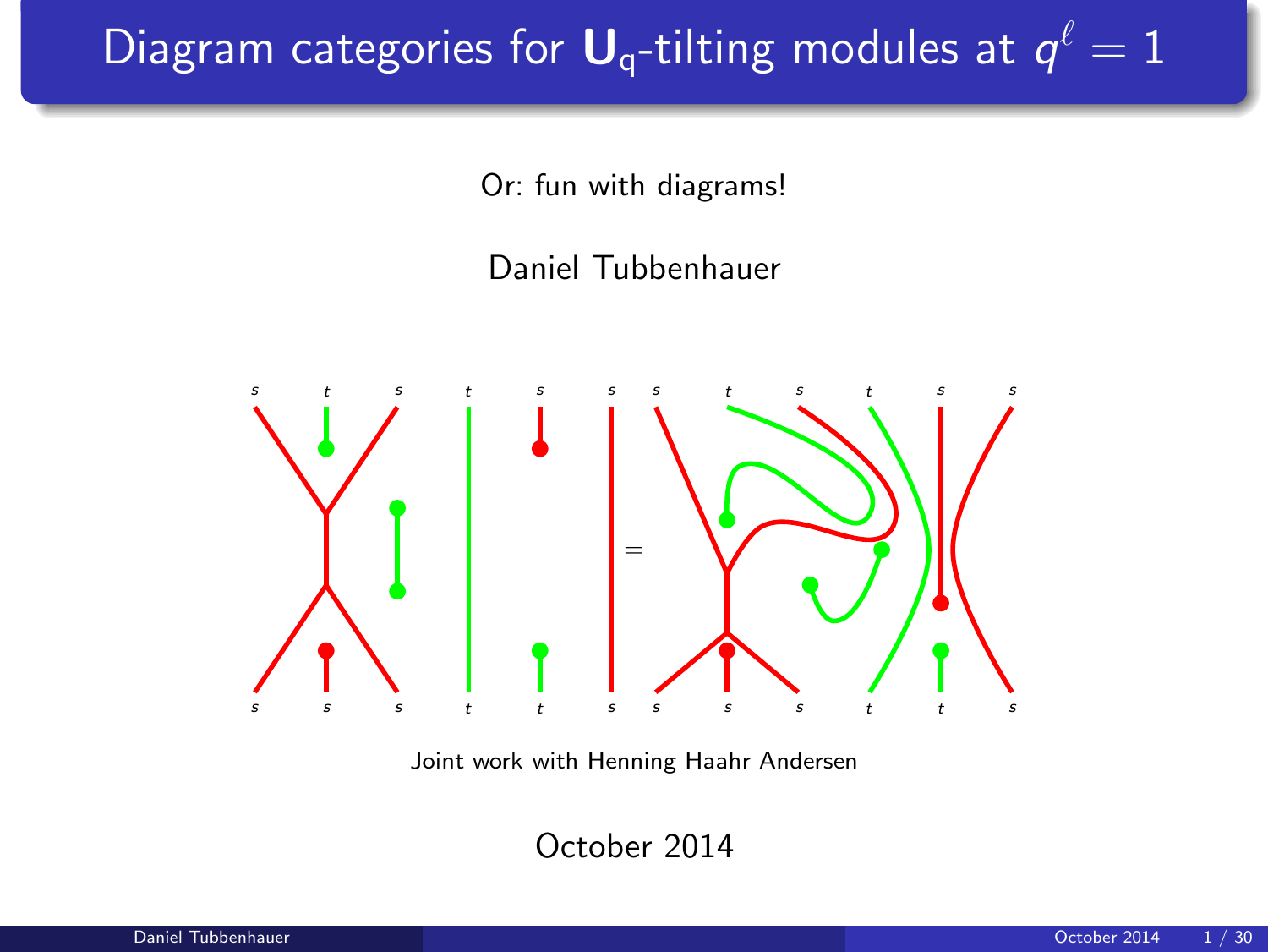# Diagram categories for $\mathbf{U}_q$-tilting modules at $q^\ell = 1$

Or: fun with diagrams!

Daniel Tubbenhauer

Joint work with Henning Haahr Andersen

October 2014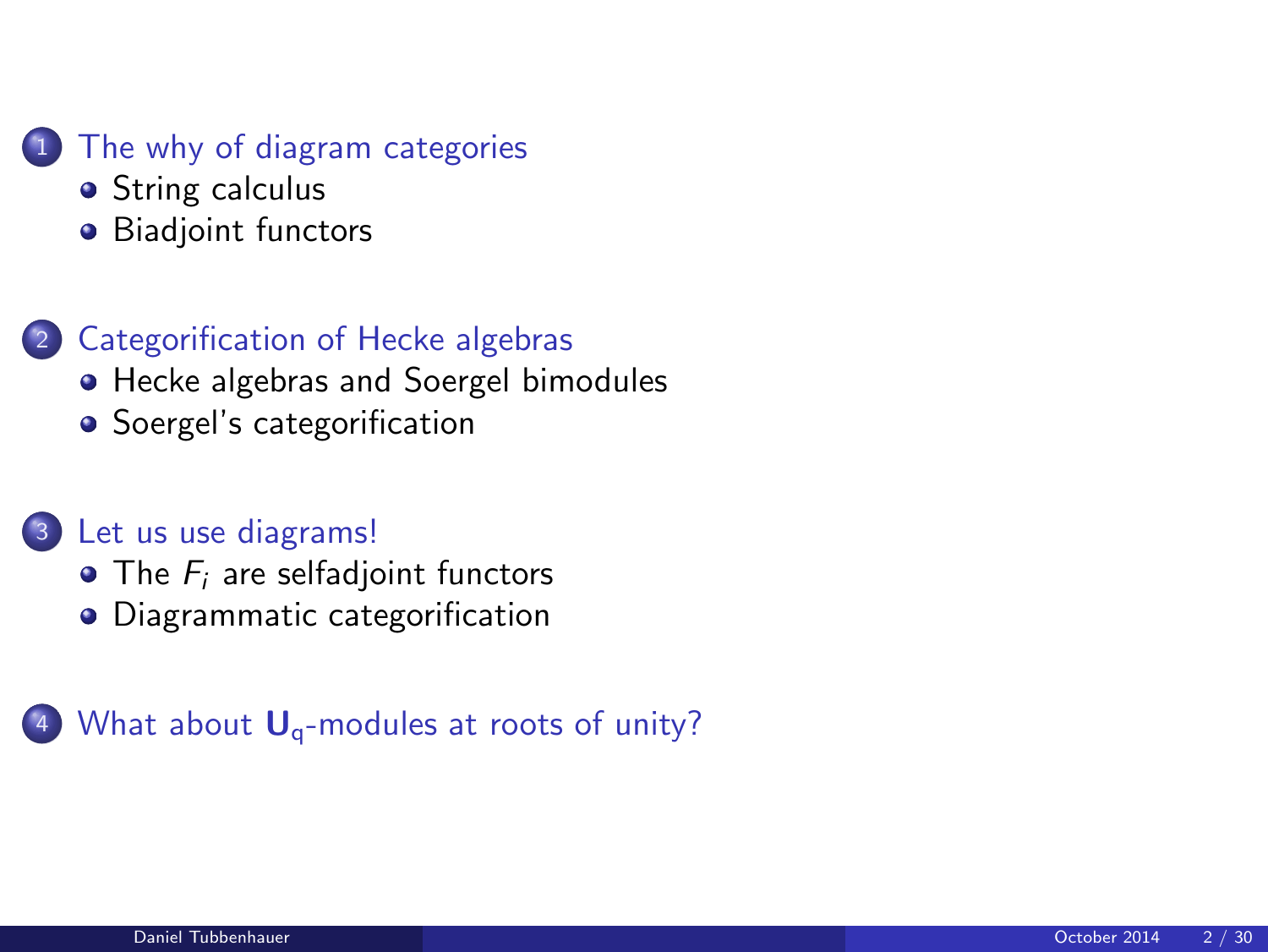1. The why of diagram categories
   - String calculus
   - Biadjoint functors

2. Categorification of Hecke algebras
   - Hecke algebras and Soergel bimodules
   - Soergel's categorification

3. Let us use diagrams!
   - The $F_i$ are selfadjoint functors
   - Diagrammatic categorification

4. What about $\mathbf{U}_{\mathrm{q}}$-modules at roots of unity?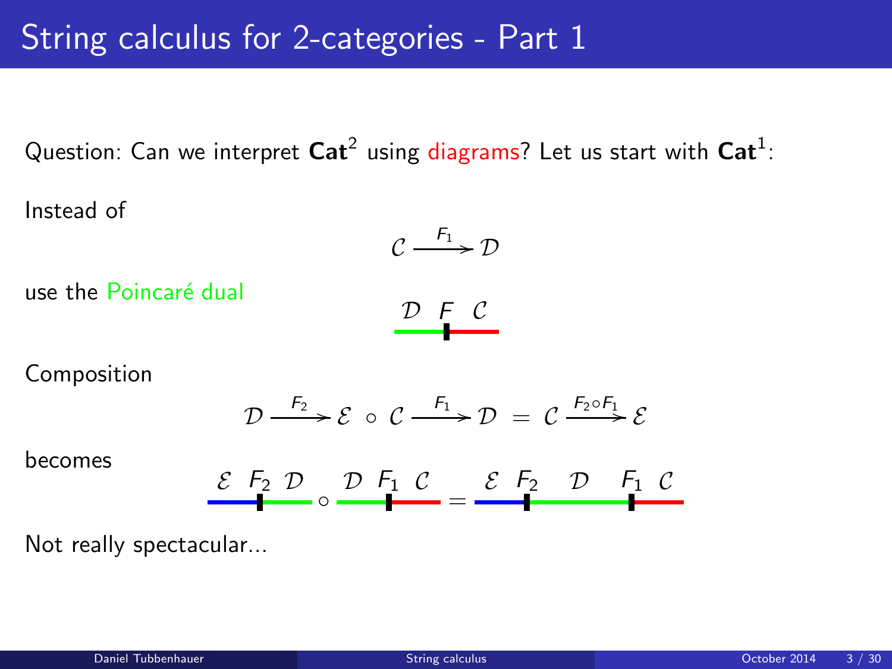# String calculus for 2-categories - Part 1

Question: Can we interpret $\mathbf{Cat}^2$ using diagrams? Let us start with $\mathbf{Cat}^1$:

Instead of

$$\mathcal{C} \xrightarrow{F_1} \mathcal{D}$$

use the Poincaré dual

$$\mathcal{D} \quad F \quad \mathcal{C}$$

Composition

$$\mathcal{D} \xrightarrow{F_2} \mathcal{E} \circ \mathcal{C} \xrightarrow{F_1} \mathcal{D} = \mathcal{C} \xrightarrow{F_2 \circ F_1} \mathcal{E}$$

becomes

$$\mathcal{E} \quad F_2 \quad \mathcal{D} \circ \mathcal{D} \quad F_1 \quad \mathcal{C} = \mathcal{E} \quad F_2 \quad \mathcal{D} \quad F_1 \quad \mathcal{C}$$

Not really spectacular...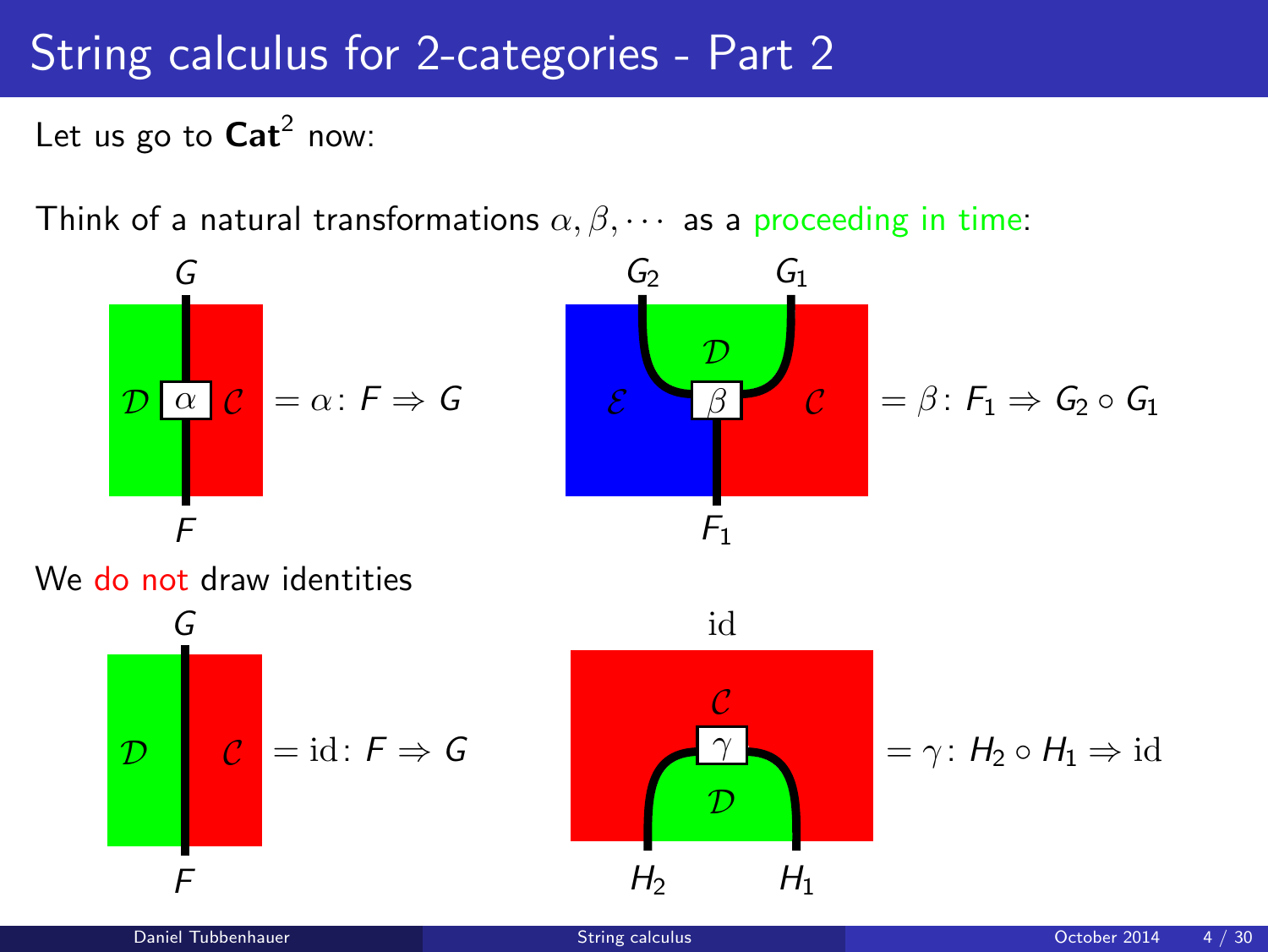# String calculus for 2-categories - Part 2

Let us go to $\mathbf{Cat}^2$ now:

Think of a natural transformations $\alpha, \beta, \cdots$ as a proceeding in time:

$= \alpha\colon F \Rightarrow G$

$= \beta\colon F_1 \Rightarrow G_2 \circ G_1$

We do not draw identities

$= \mathrm{id}\colon F \Rightarrow G$

$= \gamma\colon H_2 \circ H_1 \Rightarrow \mathrm{id}$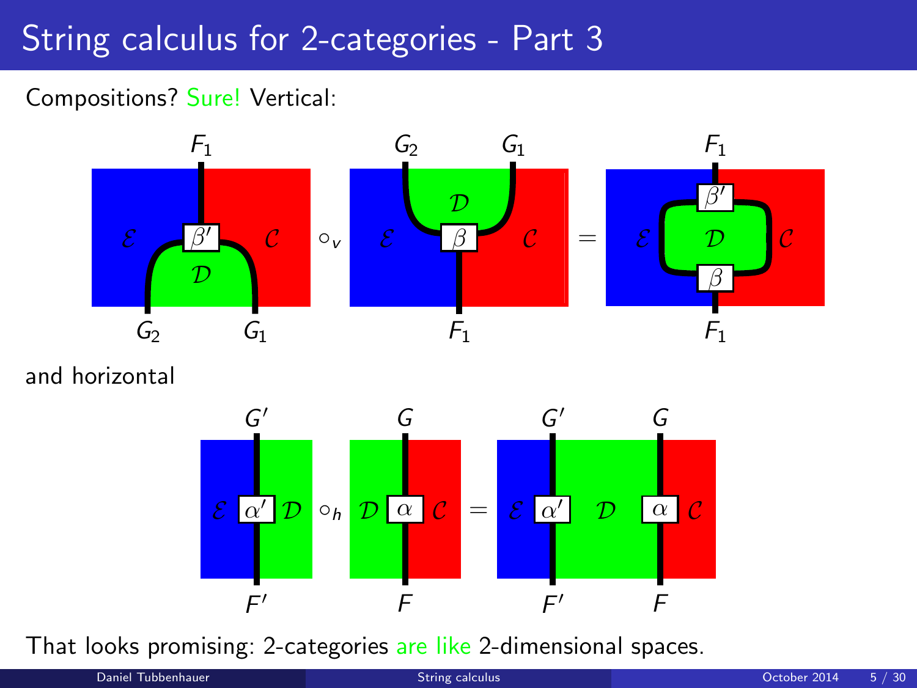# String calculus for 2-categories - Part 3

Compositions? Sure! Vertical:

and horizontal

That looks promising: 2-categories are like 2-dimensional spaces.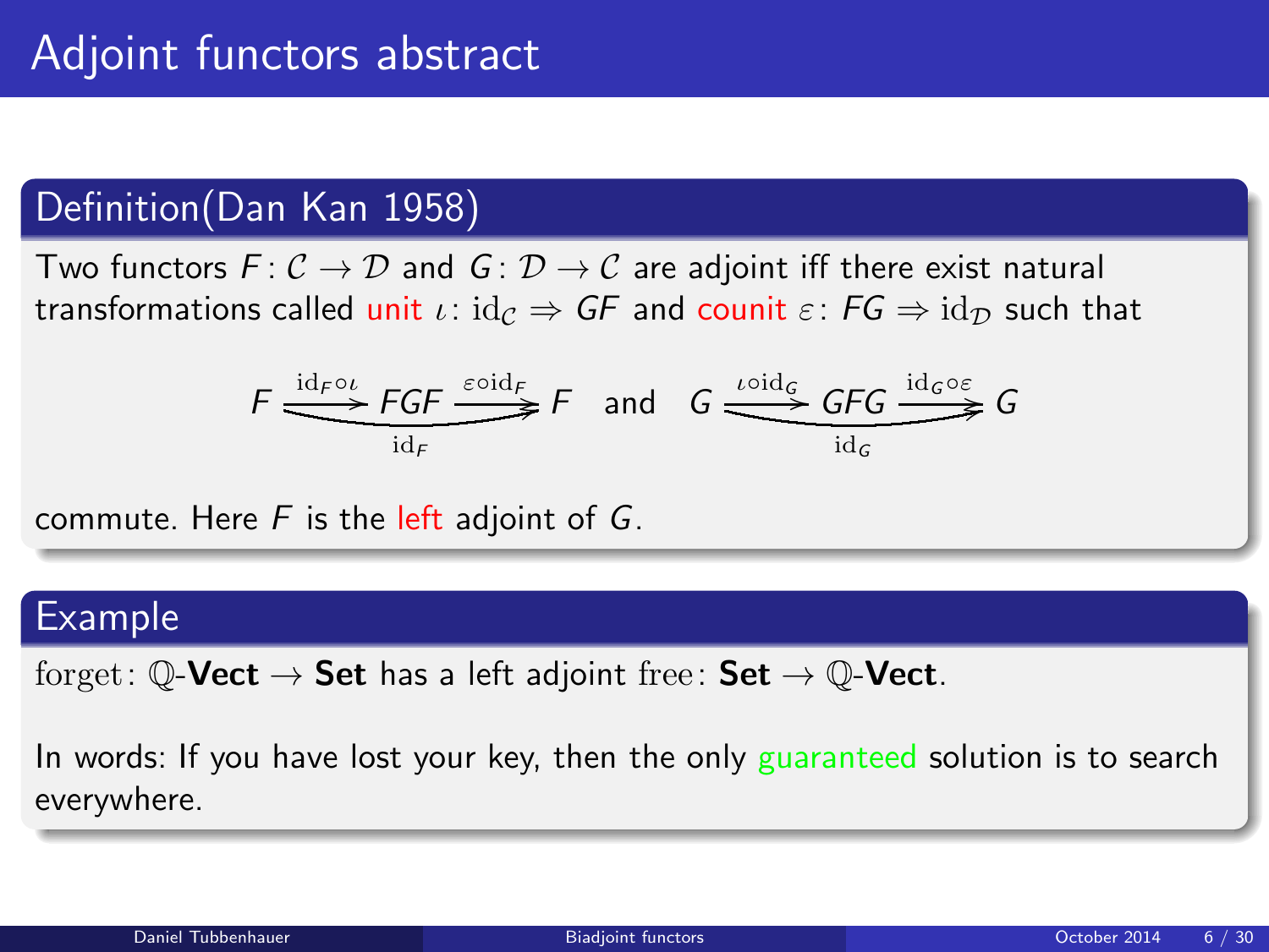# Adjoint functors abstract

## Definition(Dan Kan 1958)

Two functors $F\colon \mathcal{C} \to \mathcal{D}$ and $G\colon \mathcal{D} \to \mathcal{C}$ are adjoint iff there exist natural transformations called unit $\iota\colon \mathrm{id}_{\mathcal{C}} \Rightarrow GF$ and counit $\varepsilon\colon FG \Rightarrow \mathrm{id}_{\mathcal{D}}$ such that

$$F \xrightarrow{\mathrm{id}_F \circ \iota} FGF \xrightarrow{\varepsilon \circ \mathrm{id}_F} F \quad (\text{composite} = \mathrm{id}_F) \quad \text{and} \quad G \xrightarrow{\iota \circ \mathrm{id}_G} GFG \xrightarrow{\mathrm{id}_G \circ \varepsilon} G \quad (\text{composite} = \mathrm{id}_G)$$

commute. Here $F$ is the left adjoint of $G$.

## Example

$\mathrm{forget}\colon \mathbb{Q}\text{-}\mathbf{Vect} \to \mathbf{Set}$ has a left adjoint $\mathrm{free}\colon \mathbf{Set} \to \mathbb{Q}\text{-}\mathbf{Vect}$.

In words: If you have lost your key, then the only guaranteed solution is to search everywhere.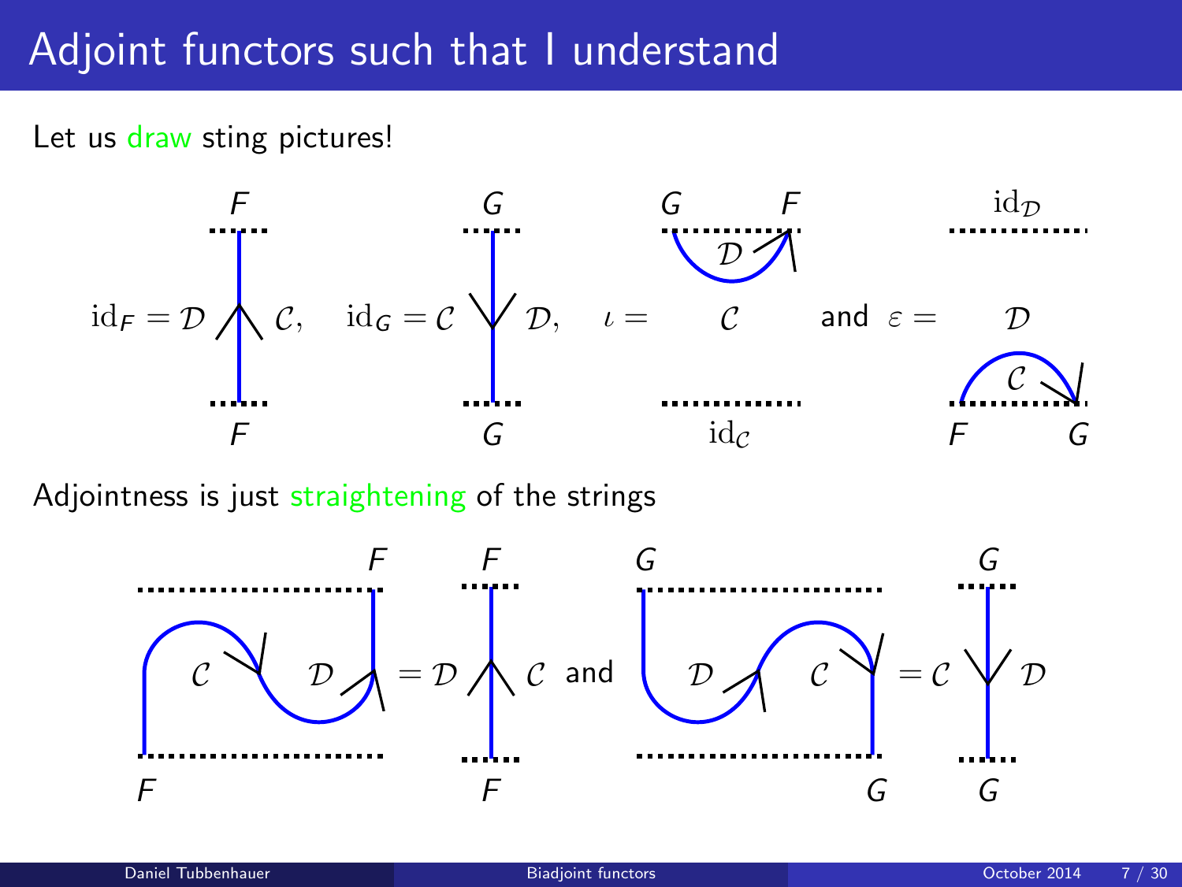# Adjoint functors such that I understand

Let us draw sting pictures!

$$\mathrm{id}_F = \mathcal{D} \bigwedge \mathcal{C}, \quad \mathrm{id}_G = \mathcal{C} \bigvee \mathcal{D}, \quad \iota = \quad \mathcal{C} \quad \text{and} \quad \varepsilon = \quad \mathcal{D}$$

Adjointness is just straightening of the strings

$$= \mathcal{D} \bigwedge \mathcal{C} \quad \text{and} \quad = \mathcal{C} \bigvee \mathcal{D}$$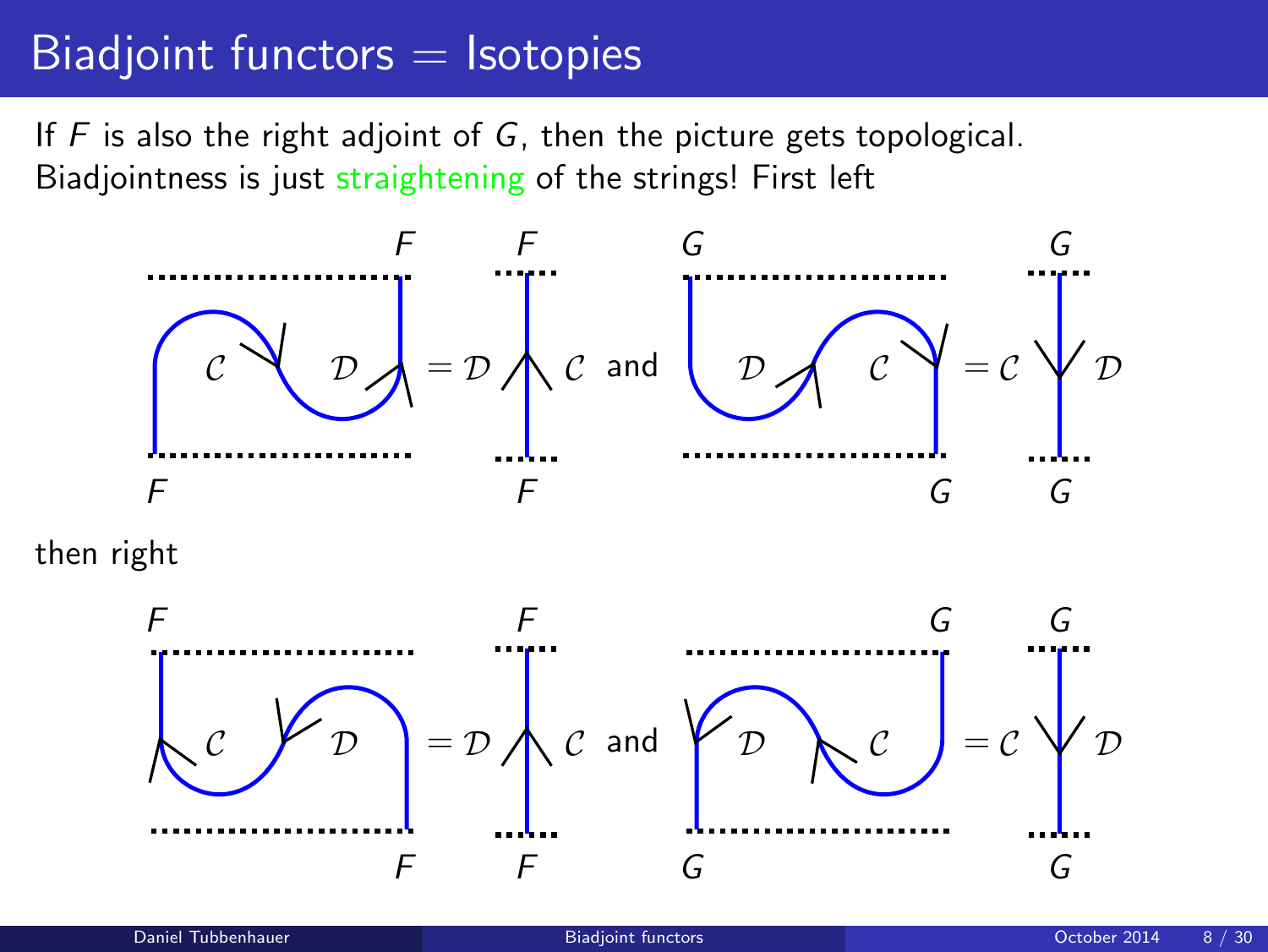# Biadjoint functors = Isotopies

If $F$ is also the right adjoint of $G$, then the picture gets topological. Biadjointness is just straightening of the strings! First left

then right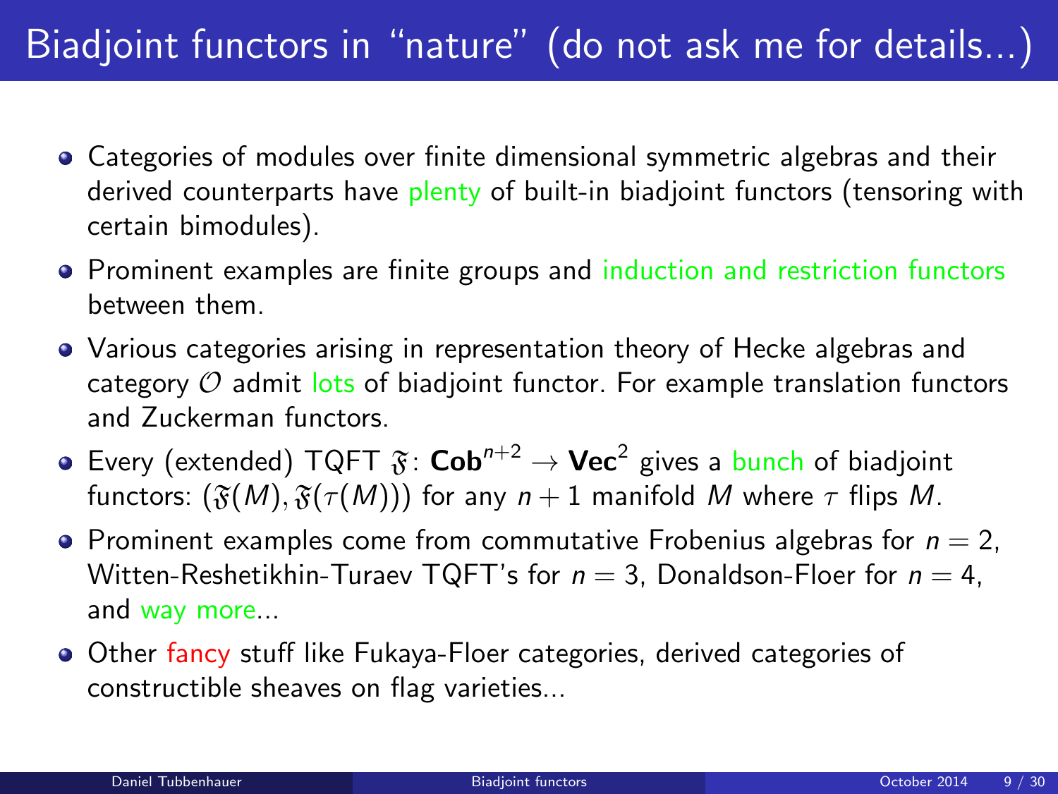# Biadjoint functors in "nature" (do not ask me for details...)

- Categories of modules over finite dimensional symmetric algebras and their derived counterparts have plenty of built-in biadjoint functors (tensoring with certain bimodules).
- Prominent examples are finite groups and induction and restriction functors between them.
- Various categories arising in representation theory of Hecke algebras and category $\mathcal{O}$ admit lots of biadjoint functor. For example translation functors and Zuckerman functors.
- Every (extended) TQFT $\mathfrak{F}\colon \mathbf{Cob}^{n+2} \to \mathbf{Vec}^2$ gives a bunch of biadjoint functors: $(\mathfrak{F}(M), \mathfrak{F}(\tau(M)))$ for any $n+1$ manifold $M$ where $\tau$ flips $M$.
- Prominent examples come from commutative Frobenius algebras for $n=2$, Witten-Reshetikhin-Turaev TQFT's for $n=3$, Donaldson-Floer for $n=4$, and way more...
- Other fancy stuff like Fukaya-Floer categories, derived categories of constructible sheaves on flag varieties...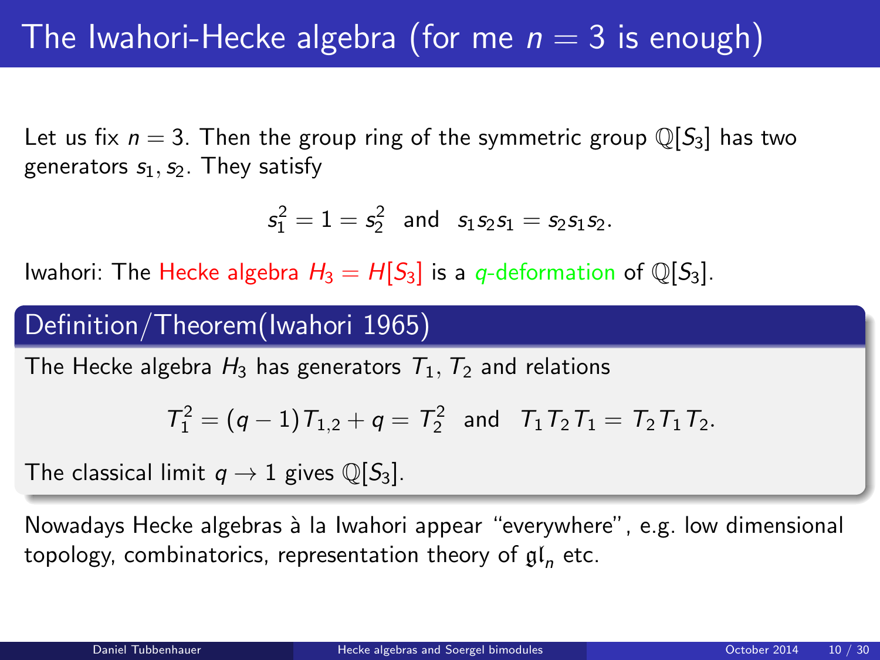# The Iwahori-Hecke algebra (for me $n = 3$ is enough)

Let us fix $n = 3$. Then the group ring of the symmetric group $\mathbb{Q}[S_3]$ has two generators $s_1, s_2$. They satisfy

$$s_1^2 = 1 = s_2^2 \quad \text{and} \quad s_1 s_2 s_1 = s_2 s_1 s_2.$$

Iwahori: The Hecke algebra $H_3 = H[S_3]$ is a $q$-deformation of $\mathbb{Q}[S_3]$.

## Definition/Theorem(Iwahori 1965)

The Hecke algebra $H_3$ has generators $T_1$, $T_2$ and relations

$$T_1^2 = (q-1)T_{1,2} + q = T_2^2 \quad \text{and} \quad T_1 T_2 T_1 = T_2 T_1 T_2.$$

The classical limit $q \to 1$ gives $\mathbb{Q}[S_3]$.

Nowadays Hecke algebras à la Iwahori appear "everywhere", e.g. low dimensional topology, combinatorics, representation theory of $\mathfrak{gl}_n$ etc.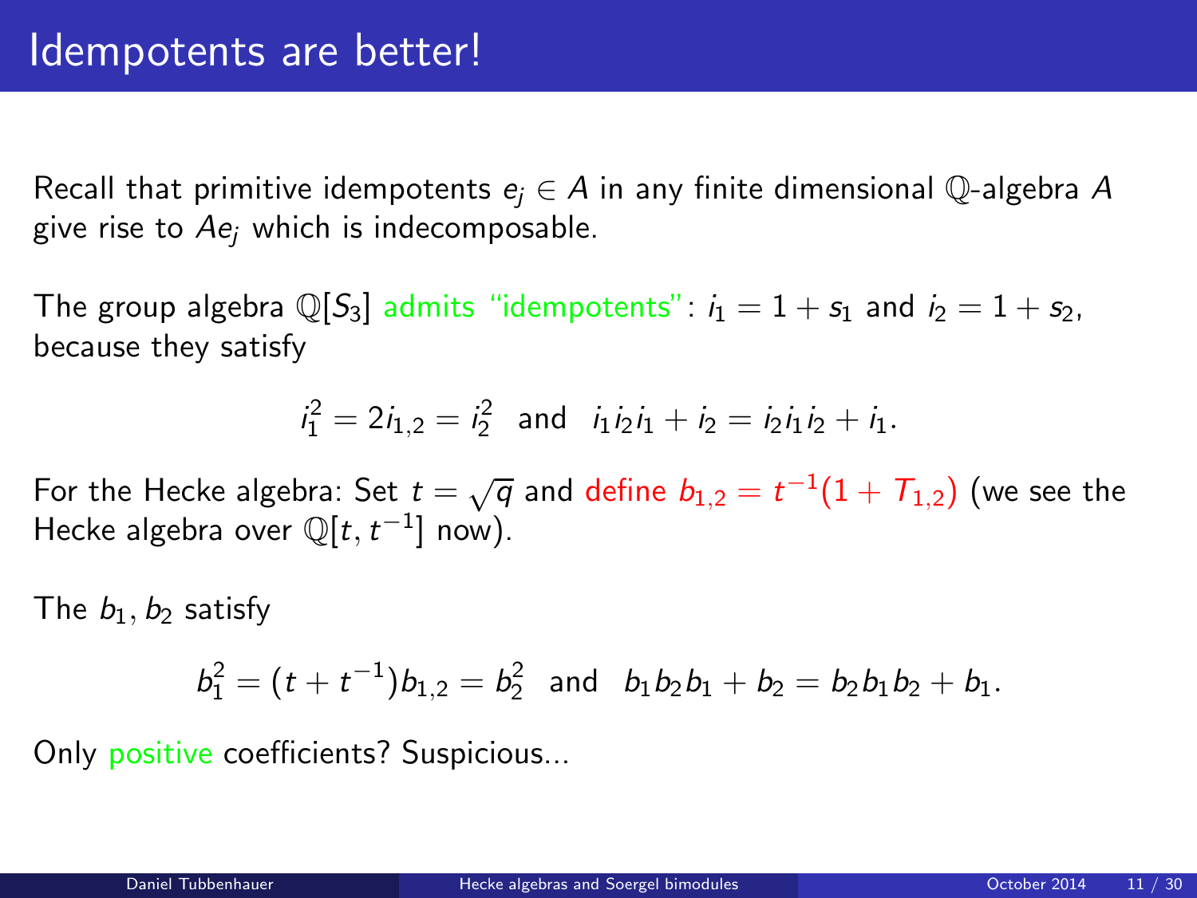# Idempotents are better!

Recall that primitive idempotents $e_j \in A$ in any finite dimensional $\mathbb{Q}$-algebra $A$ give rise to $Ae_j$ which is indecomposable.

The group algebra $\mathbb{Q}[S_3]$ admits "idempotents": $i_1 = 1 + s_1$ and $i_2 = 1 + s_2$, because they satisfy

$$i_1^2 = 2i_{1,2} = i_2^2 \quad \text{and} \quad i_1 i_2 i_1 + i_2 = i_2 i_1 i_2 + i_1.$$

For the Hecke algebra: Set $t = \sqrt{q}$ and define $b_{1,2} = t^{-1}(1 + T_{1,2})$ (we see the Hecke algebra over $\mathbb{Q}[t, t^{-1}]$ now).

The $b_1, b_2$ satisfy

$$b_1^2 = (t + t^{-1})b_{1,2} = b_2^2 \quad \text{and} \quad b_1 b_2 b_1 + b_2 = b_2 b_1 b_2 + b_1.$$

Only positive coefficients? Suspicious...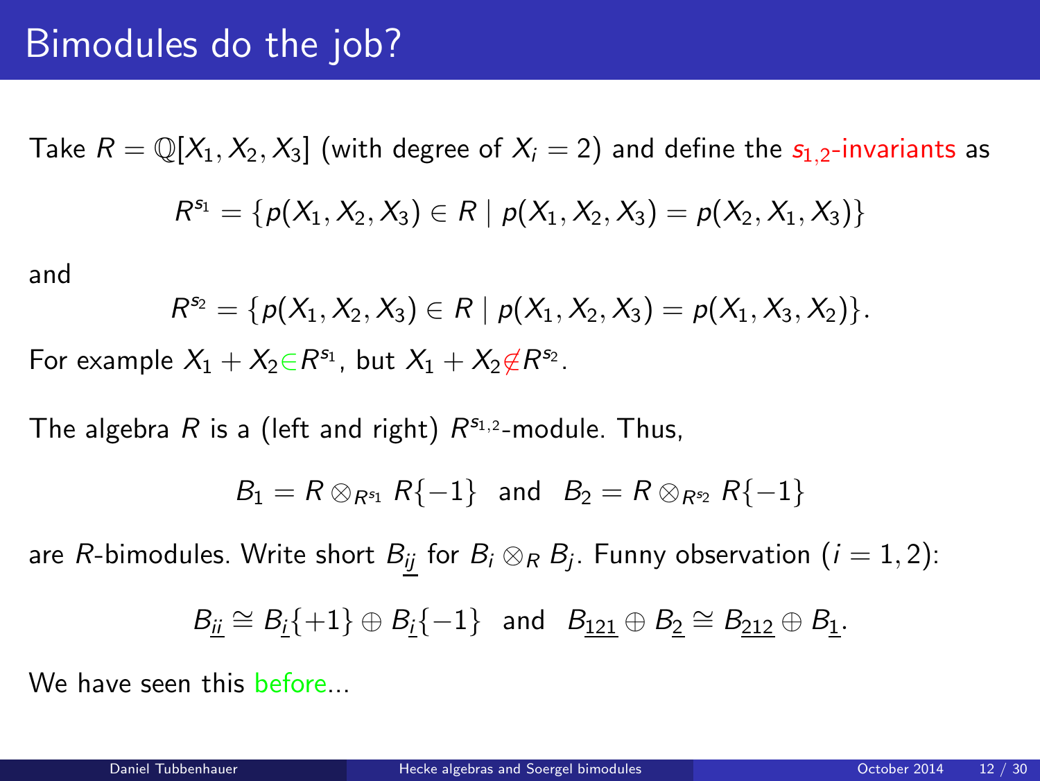# Bimodules do the job?

Take $R = \mathbb{Q}[X_1, X_2, X_3]$ (with degree of $X_i = 2$) and define the $s_{1,2}$-invariants as

$$R^{s_1} = \{p(X_1, X_2, X_3) \in R \mid p(X_1, X_2, X_3) = p(X_2, X_1, X_3)\}$$

and

$$R^{s_2} = \{p(X_1, X_2, X_3) \in R \mid p(X_1, X_2, X_3) = p(X_1, X_3, X_2)\}.$$

For example $X_1 + X_2 \in R^{s_1}$, but $X_1 + X_2 \notin R^{s_2}$.

The algebra $R$ is a (left and right) $R^{s_{1,2}}$-module. Thus,

$$B_1 = R \otimes_{R^{s_1}} R\{-1\} \quad \text{and} \quad B_2 = R \otimes_{R^{s_2}} R\{-1\}$$

are $R$-bimodules. Write short $B_{\underline{ij}}$ for $B_i \otimes_R B_j$. Funny observation ($i = 1, 2$):

$$B_{\underline{ii}} \cong B_{\underline{i}}\{+1\} \oplus B_{\underline{i}}\{-1\} \quad \text{and} \quad B_{\underline{121}} \oplus B_{\underline{2}} \cong B_{\underline{212}} \oplus B_{\underline{1}}.$$

We have seen this before...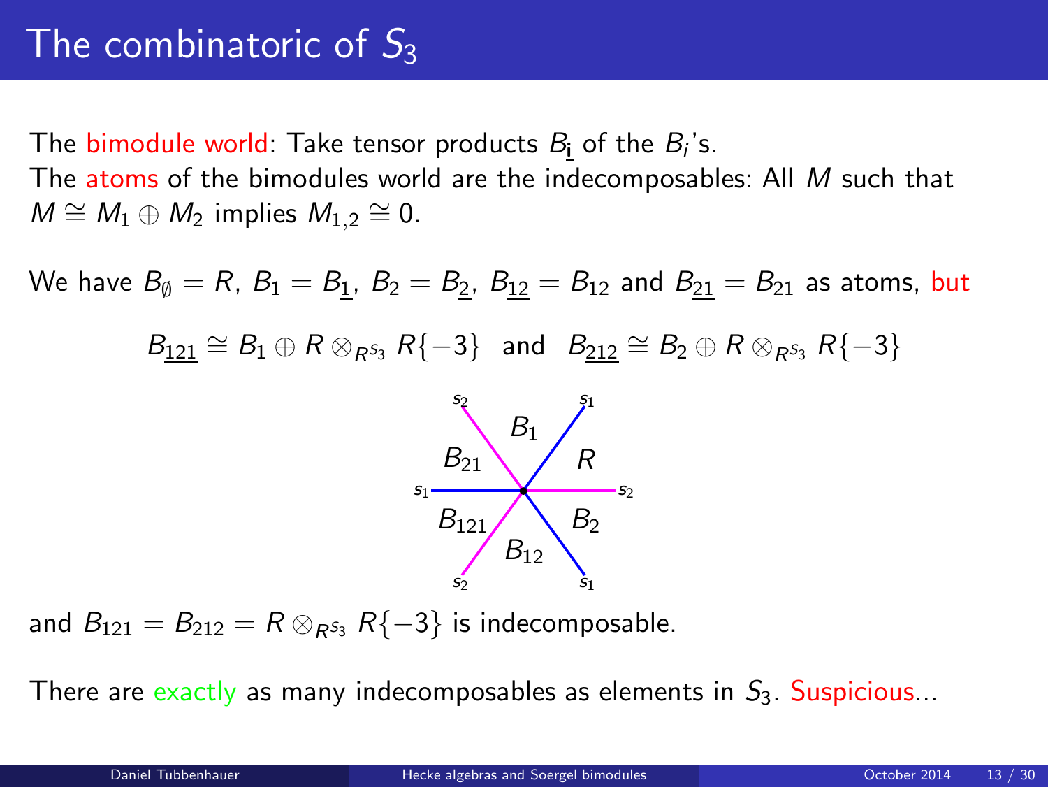# The combinatoric of $S_3$

The bimodule world: Take tensor products $B_{\underline{\mathbf{i}}}$ of the $B_i$'s.
The atoms of the bimodules world are the indecomposables: All $M$ such that $M \cong M_1 \oplus M_2$ implies $M_{1,2} \cong 0$.

We have $B_\emptyset = R$, $B_1 = B_{\underline{1}}$, $B_2 = B_{\underline{2}}$, $B_{\underline{12}} = B_{12}$ and $B_{\underline{21}} = B_{21}$ as atoms, but

$$B_{\underline{121}} \cong B_1 \oplus R \otimes_{R^{S_3}} R\{-3\} \quad \text{and} \quad B_{\underline{212}} \cong B_2 \oplus R \otimes_{R^{S_3}} R\{-3\}$$

and $B_{121} = B_{212} = R \otimes_{R^{S_3}} R\{-3\}$ is indecomposable.

There are exactly as many indecomposables as elements in $S_3$. Suspicious...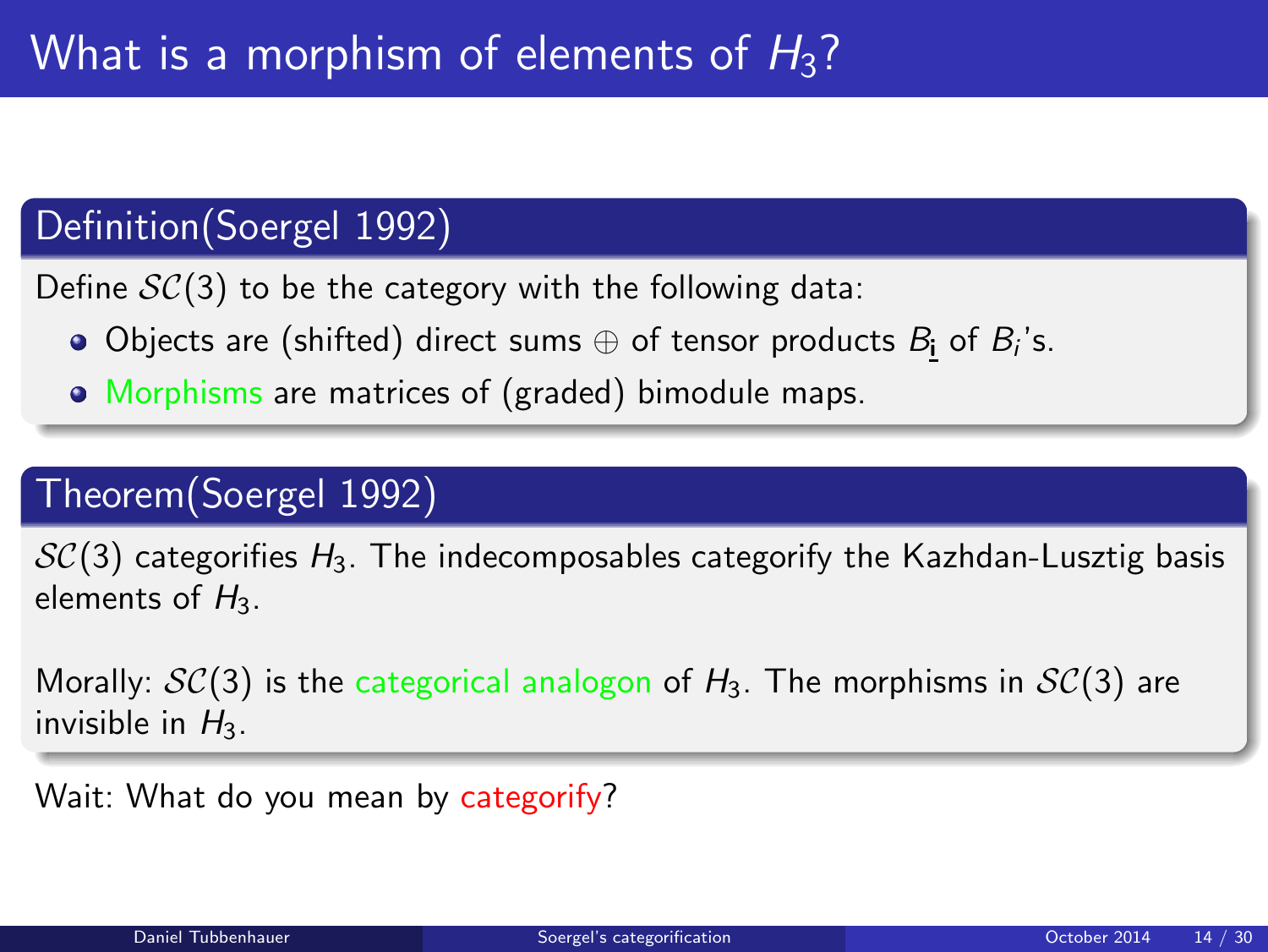# What is a morphism of elements of $H_3$?

## Definition(Soergel 1992)

Define $\mathcal{SC}(3)$ to be the category with the following data:

- Objects are (shifted) direct sums $\oplus$ of tensor products $B_{\underline{\mathbf{i}}}$ of $B_i$'s.
- Morphisms are matrices of (graded) bimodule maps.

## Theorem(Soergel 1992)

$\mathcal{SC}(3)$ categorifies $H_3$. The indecomposables categorify the Kazhdan-Lusztig basis elements of $H_3$.

Morally: $\mathcal{SC}(3)$ is the categorical analogon of $H_3$. The morphisms in $\mathcal{SC}(3)$ are invisible in $H_3$.

Wait: What do you mean by categorify?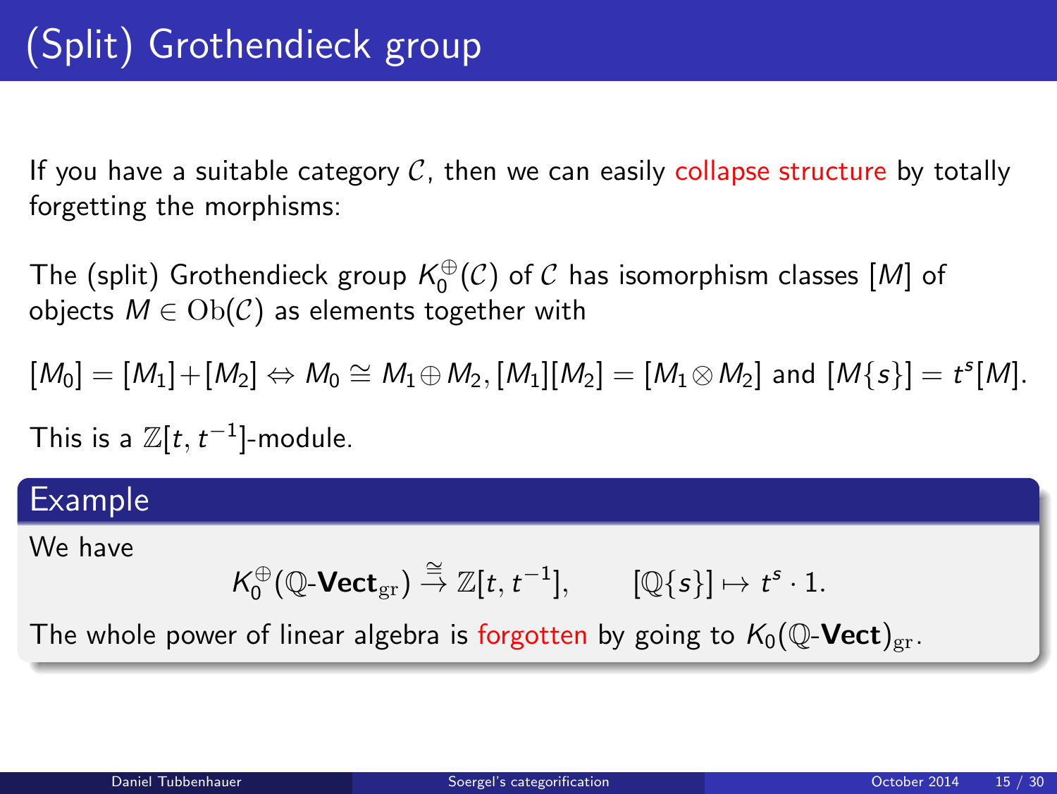# (Split) Grothendieck group

If you have a suitable category $\mathcal{C}$, then we can easily collapse structure by totally forgetting the morphisms:

The (split) Grothendieck group $K_0^{\oplus}(\mathcal{C})$ of $\mathcal{C}$ has isomorphism classes $[M]$ of objects $M \in \mathrm{Ob}(\mathcal{C})$ as elements together with

$$[M_0] = [M_1] + [M_2] \Leftrightarrow M_0 \cong M_1 \oplus M_2, [M_1][M_2] = [M_1 \otimes M_2] \text{ and } [M\{s\}] = t^s[M].$$

This is a $\mathbb{Z}[t, t^{-1}]$-module.

## Example

We have

$$K_0^{\oplus}(\mathbb{Q}\text{-}\mathbf{Vect}_{\mathrm{gr}}) \xrightarrow{\cong} \mathbb{Z}[t, t^{-1}], \qquad [\mathbb{Q}\{s\}] \mapsto t^s \cdot 1.$$

The whole power of linear algebra is forgotten by going to $K_0(\mathbb{Q}\text{-}\mathbf{Vect})_{\mathrm{gr}}$.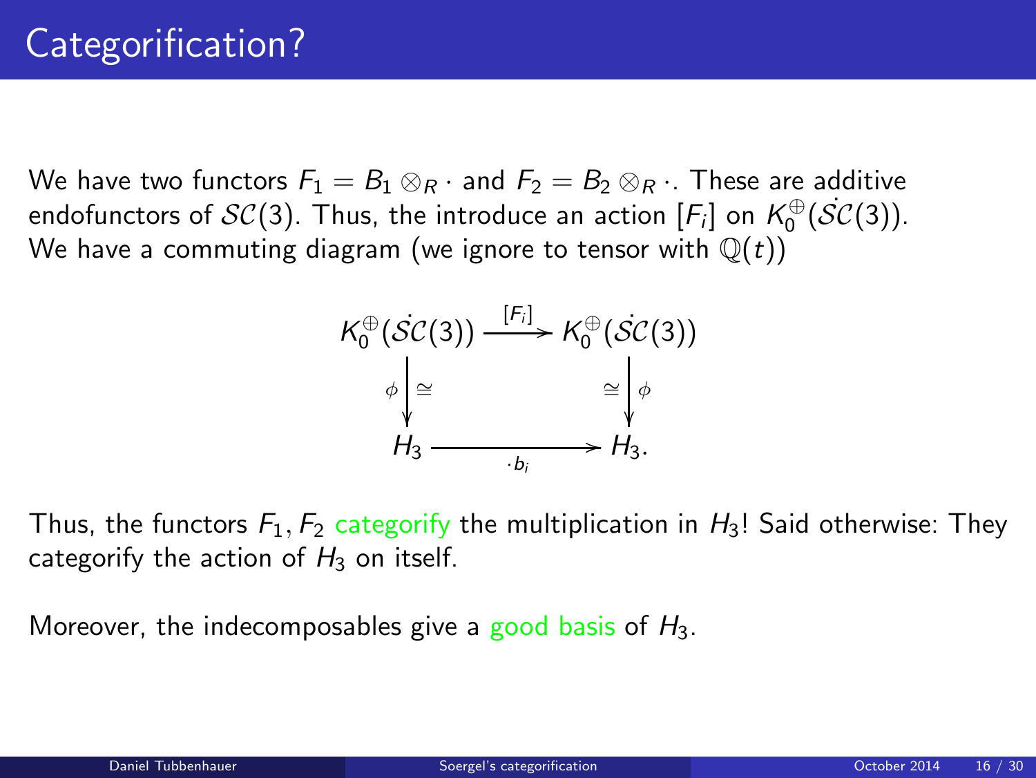# Categorification?

We have two functors $F_1 = B_1 \otimes_R \cdot$ and $F_2 = B_2 \otimes_R \cdot$. These are additive endofunctors of $\mathcal{SC}(3)$. Thus, the introduce an action $[F_i]$ on $K_0^{\oplus}(\dot{\mathcal{SC}}(3))$. We have a commuting diagram (we ignore to tensor with $\mathbb{Q}(t)$)

$$
\begin{array}{ccc}
K_0^{\oplus}(\dot{\mathcal{SC}}(3)) & \xrightarrow{[F_i]} & K_0^{\oplus}(\dot{\mathcal{SC}}(3)) \\
\phi \big\downarrow \cong & & \cong \big\downarrow \phi \\
H_3 & \xrightarrow[\cdot b_i]{} & H_3.
\end{array}
$$

Thus, the functors $F_1, F_2$ categorify the multiplication in $H_3$! Said otherwise: They categorify the action of $H_3$ on itself.

Moreover, the indecomposables give a good basis of $H_3$.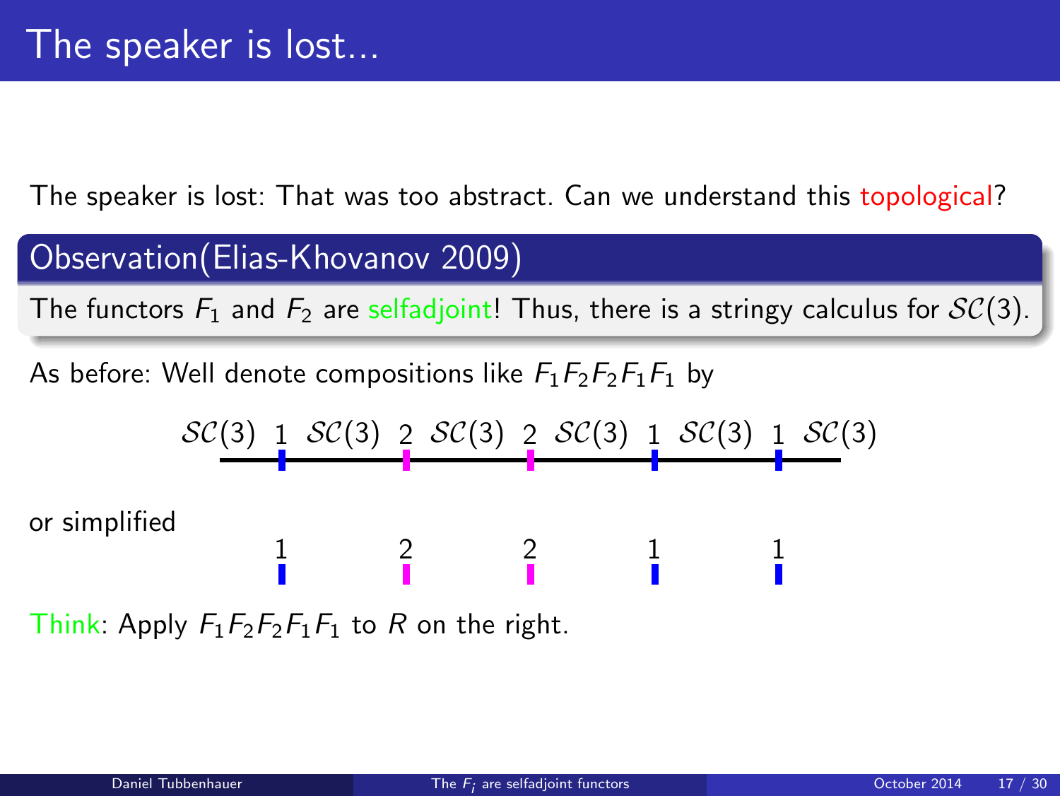# The speaker is lost...

The speaker is lost: That was too abstract. Can we understand this topological?

**Observation(Elias-Khovanov 2009)**

The functors $F_1$ and $F_2$ are selfadjoint! Thus, there is a stringy calculus for $\mathcal{SC}(3)$.

As before: Well denote compositions like $F_1F_2F_2F_1F_1$ by

$$\mathcal{SC}(3)\ 1\ \mathcal{SC}(3)\ 2\ \mathcal{SC}(3)\ 2\ \mathcal{SC}(3)\ 1\ \mathcal{SC}(3)\ 1\ \mathcal{SC}(3)$$

or simplified

$$1 \quad 2 \quad 2 \quad 1 \quad 1$$

Think: Apply $F_1F_2F_2F_1F_1$ to $R$ on the right.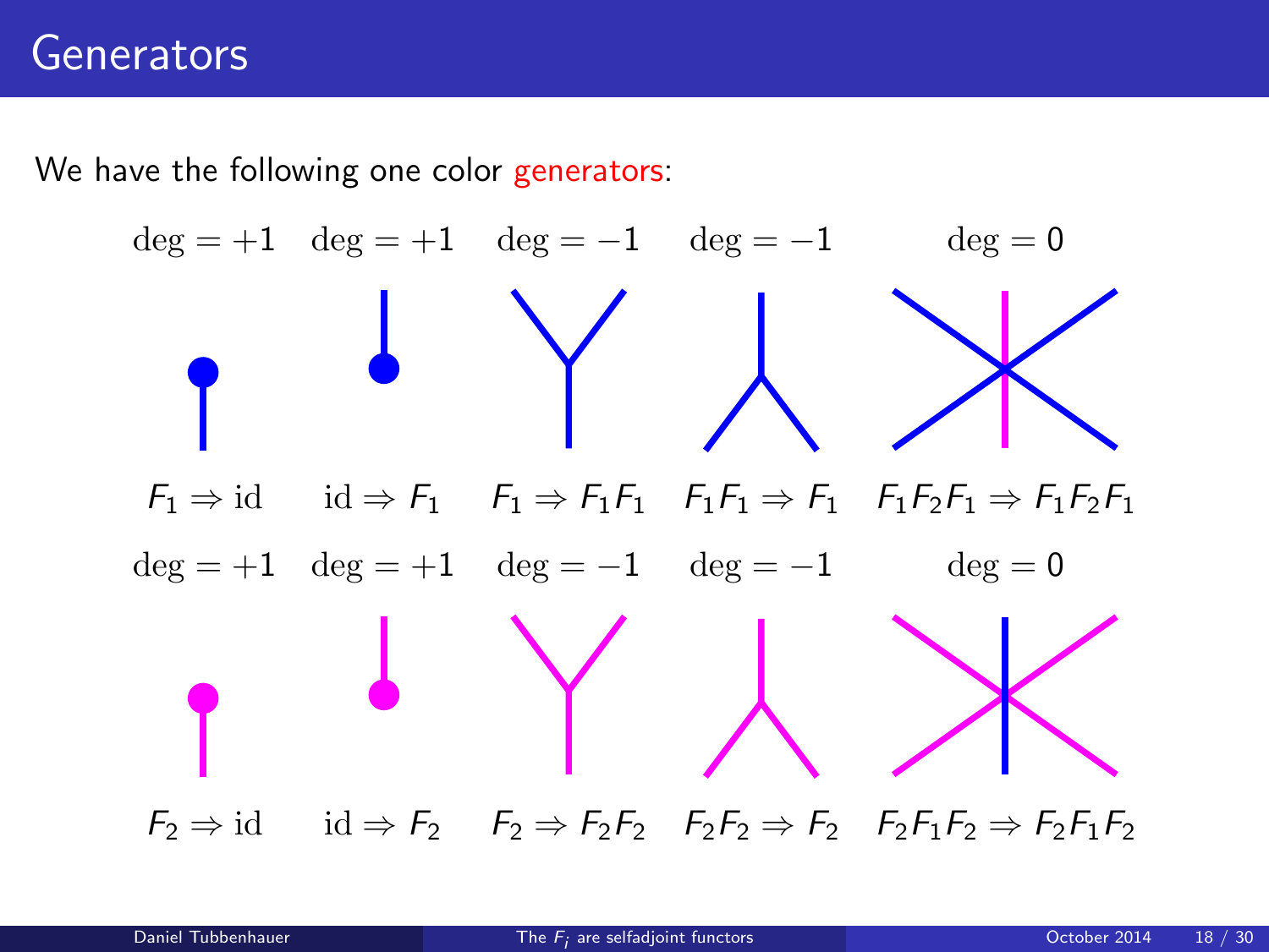# Generators

We have the following one color generators:

| $\deg = +1$ | $\deg = +1$ | $\deg = -1$ | $\deg = -1$ | $\deg = 0$ |
|---|---|---|---|---|
| $F_1 \Rightarrow \mathrm{id}$ | $\mathrm{id} \Rightarrow F_1$ | $F_1 \Rightarrow F_1F_1$ | $F_1F_1 \Rightarrow F_1$ | $F_1F_2F_1 \Rightarrow F_1F_2F_1$ |

| $\deg = +1$ | $\deg = +1$ | $\deg = -1$ | $\deg = -1$ | $\deg = 0$ |
|---|---|---|---|---|
| $F_2 \Rightarrow \mathrm{id}$ | $\mathrm{id} \Rightarrow F_2$ | $F_2 \Rightarrow F_2F_2$ | $F_2F_2 \Rightarrow F_2$ | $F_2F_1F_2 \Rightarrow F_2F_1F_2$ |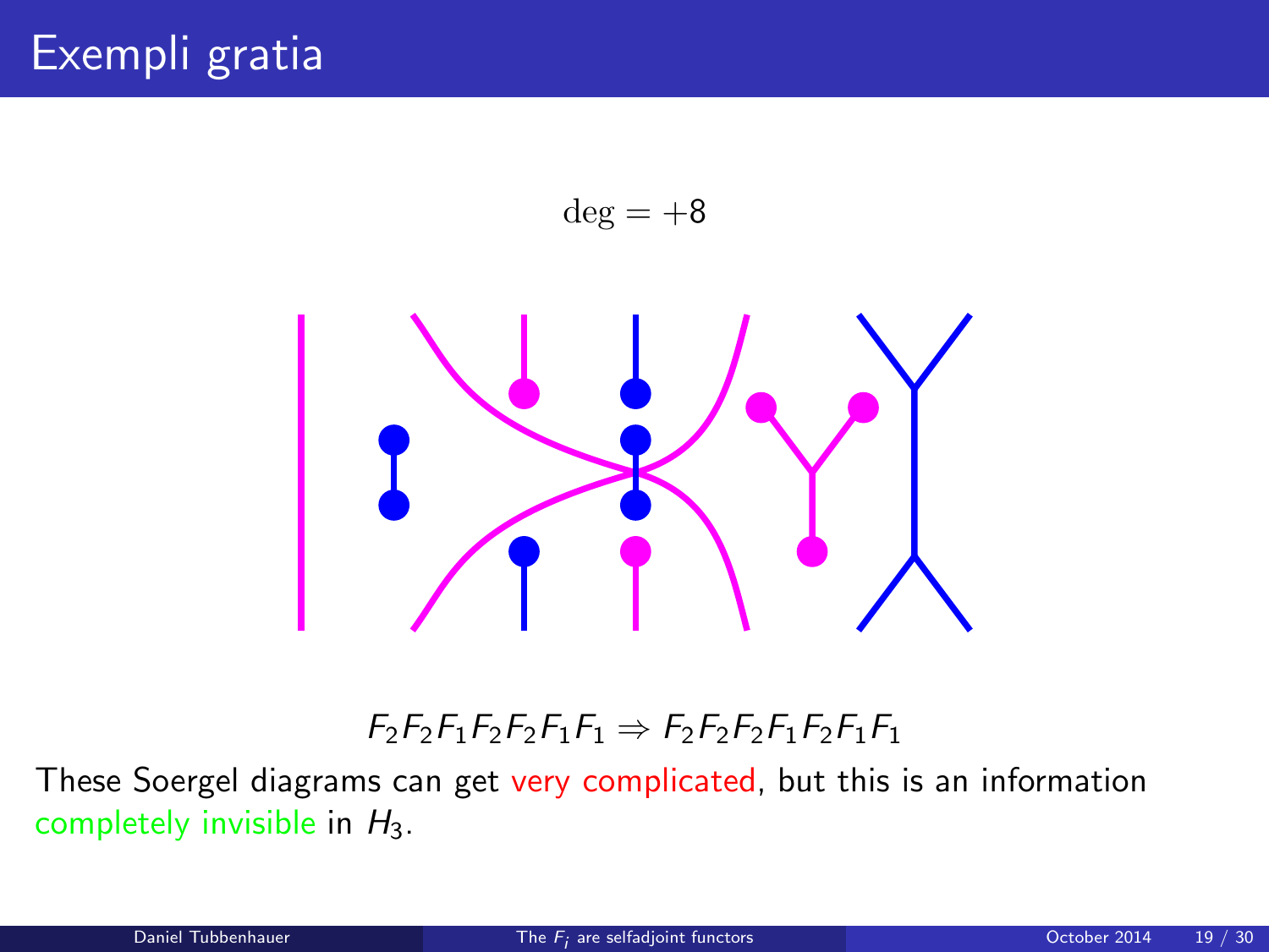# Exempli gratia

$$\deg = +8$$

$$F_2F_2F_1F_2F_2F_1F_1 \Rightarrow F_2F_2F_2F_1F_2F_1F_1$$

These Soergel diagrams can get very complicated, but this is an information completely invisible in $H_3$.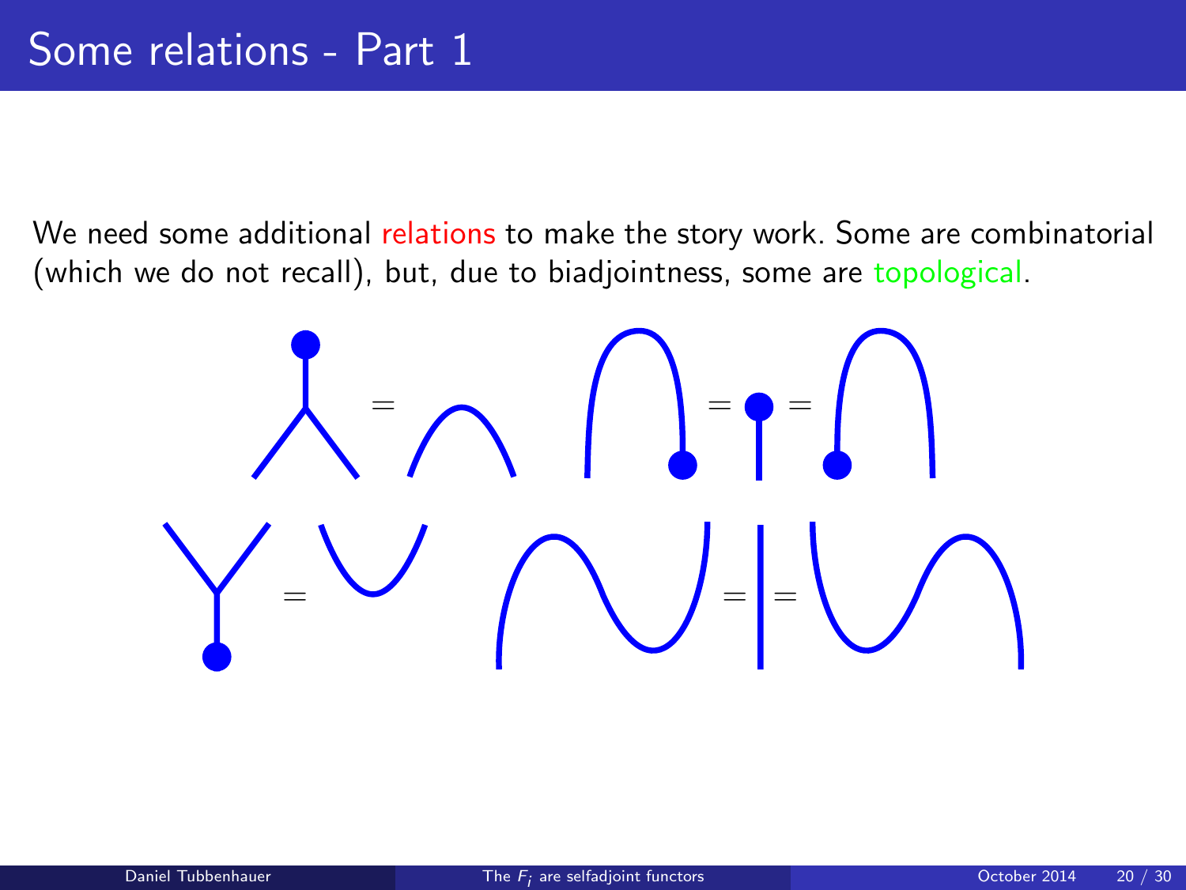# Some relations - Part 1

We need some additional relations to make the story work. Some are combinatorial (which we do not recall), but, due to biadjointness, some are topological.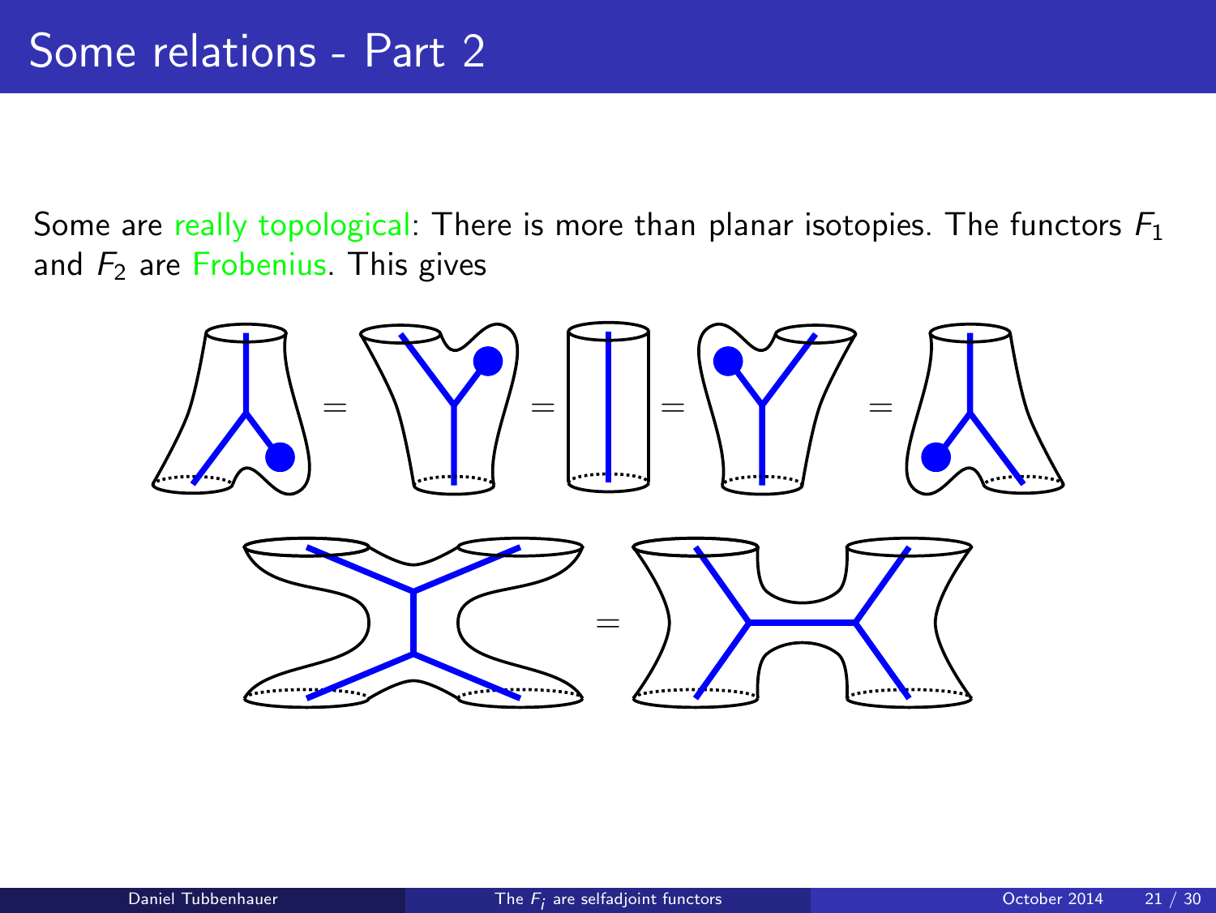# Some relations - Part 2

Some are really topological: There is more than planar isotopies. The functors $F_1$ and $F_2$ are Frobenius. This gives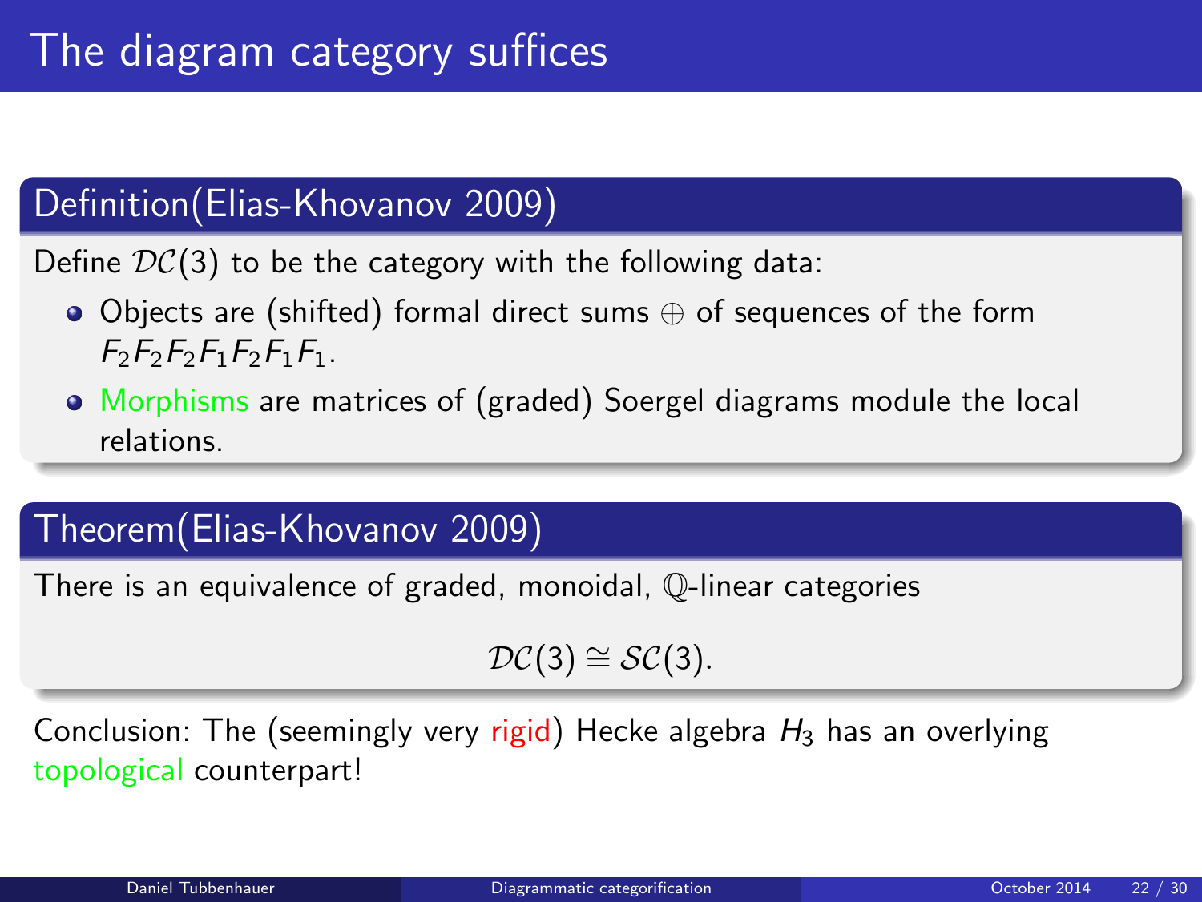# The diagram category suffices

## Definition(Elias-Khovanov 2009)

Define $\mathcal{DC}(3)$ to be the category with the following data:

- Objects are (shifted) formal direct sums $\oplus$ of sequences of the form $F_2F_2F_2F_1F_2F_1F_1$.
- Morphisms are matrices of (graded) Soergel diagrams module the local relations.

## Theorem(Elias-Khovanov 2009)

There is an equivalence of graded, monoidal, $\mathbb{Q}$-linear categories

$$\mathcal{DC}(3) \cong \mathcal{SC}(3).$$

Conclusion: The (seemingly very rigid) Hecke algebra $H_3$ has an overlying topological counterpart!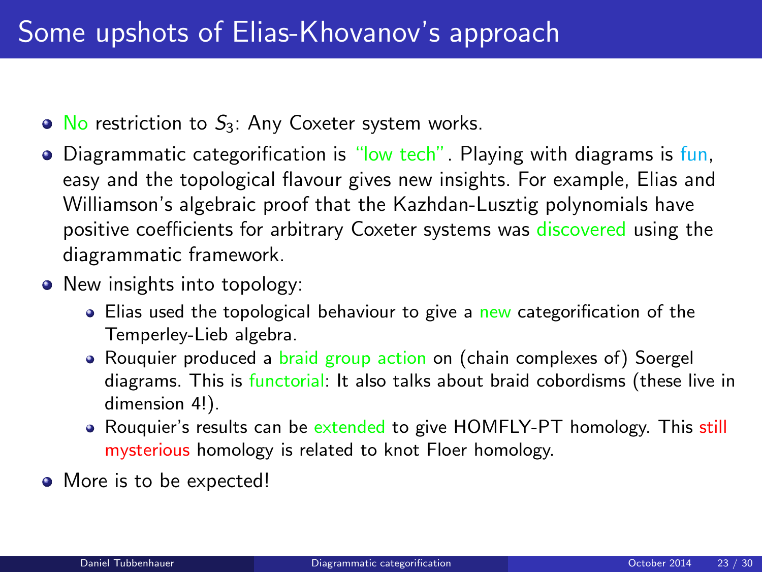# Some upshots of Elias-Khovanov's approach

- No restriction to $S_3$: Any Coxeter system works.
- Diagrammatic categorification is "low tech". Playing with diagrams is fun, easy and the topological flavour gives new insights. For example, Elias and Williamson's algebraic proof that the Kazhdan-Lusztig polynomials have positive coefficients for arbitrary Coxeter systems was discovered using the diagrammatic framework.
- New insights into topology:
  - Elias used the topological behaviour to give a new categorification of the Temperley-Lieb algebra.
  - Rouquier produced a braid group action on (chain complexes of) Soergel diagrams. This is functorial: It also talks about braid cobordisms (these live in dimension 4!).
  - Rouquier's results can be extended to give HOMFLY-PT homology. This still mysterious homology is related to knot Floer homology.
- More is to be expected!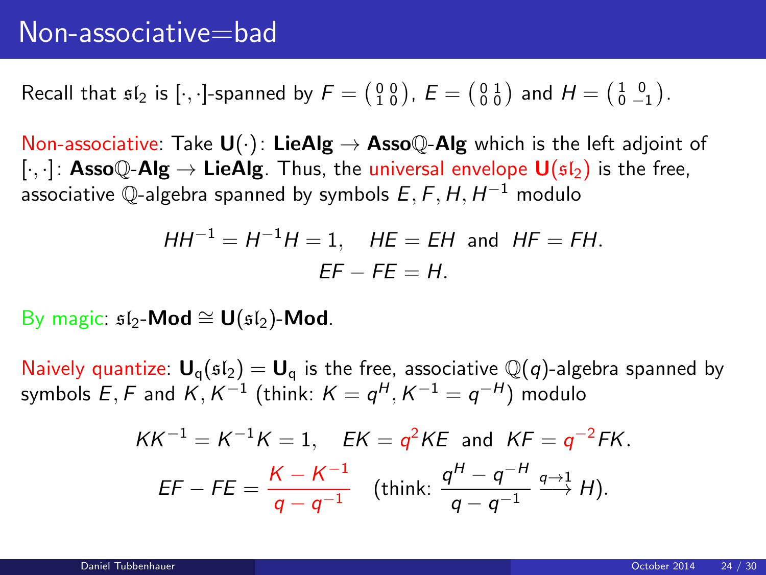# Non-associative=bad

Recall that $\mathfrak{sl}_2$ is $[\cdot,\cdot]$-spanned by $F = \left(\begin{smallmatrix} 0 & 0 \\ 1 & 0 \end{smallmatrix}\right)$, $E = \left(\begin{smallmatrix} 0 & 1 \\ 0 & 0 \end{smallmatrix}\right)$ and $H = \left(\begin{smallmatrix} 1 & 0 \\ 0 & -1 \end{smallmatrix}\right)$.

Non-associative: Take $\mathbf{U}(\cdot)\colon \mathbf{LieAlg} \to \mathbf{Asso}\mathbb{Q}\text{-}\mathbf{Alg}$ which is the left adjoint of $[\cdot,\cdot]\colon \mathbf{Asso}\mathbb{Q}\text{-}\mathbf{Alg} \to \mathbf{LieAlg}$. Thus, the universal envelope $\mathbf{U}(\mathfrak{sl}_2)$ is the free, associative $\mathbb{Q}$-algebra spanned by symbols $E, F, H, H^{-1}$ modulo

$$HH^{-1} = H^{-1}H = 1, \quad HE = EH \text{ and } HF = FH.$$
$$EF - FE = H.$$

By magic: $\mathfrak{sl}_2\text{-}\mathbf{Mod} \cong \mathbf{U}(\mathfrak{sl}_2)\text{-}\mathbf{Mod}$.

Naively quantize: $\mathbf{U}_{\mathrm{q}}(\mathfrak{sl}_2) = \mathbf{U}_{\mathrm{q}}$ is the free, associative $\mathbb{Q}(q)$-algebra spanned by symbols $E, F$ and $K, K^{-1}$ (think: $K = q^H, K^{-1} = q^{-H}$) modulo

$$KK^{-1} = K^{-1}K = 1, \quad EK = q^2 KE \text{ and } KF = q^{-2} FK.$$
$$EF - FE = \frac{K - K^{-1}}{q - q^{-1}} \quad \left(\text{think: } \frac{q^H - q^{-H}}{q - q^{-1}} \xrightarrow{q \to 1} H\right).$$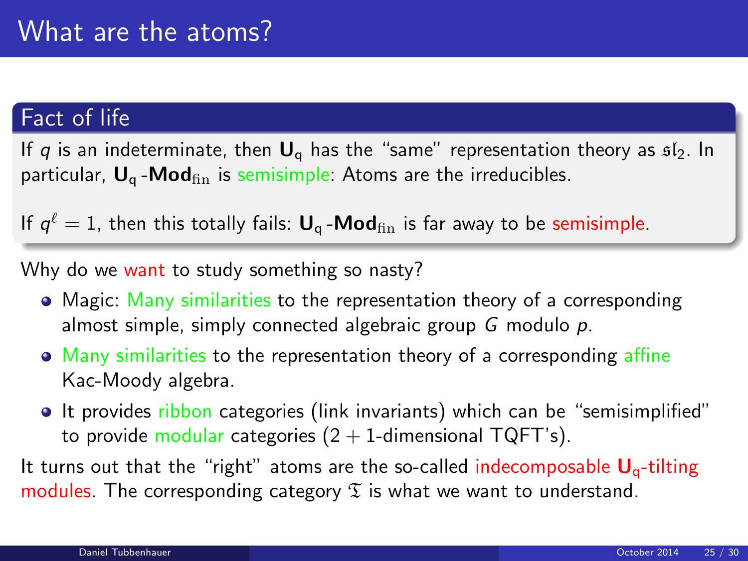# What are the atoms?

## Fact of life

If $q$ is an indeterminate, then $\mathbf{U}_\mathrm{q}$ has the "same" representation theory as $\mathfrak{sl}_2$. In particular, $\mathbf{U}_\mathrm{q}$-$\mathbf{Mod}_{\mathrm{fin}}$ is semisimple: Atoms are the irreducibles.

If $q^\ell = 1$, then this totally fails: $\mathbf{U}_\mathrm{q}$-$\mathbf{Mod}_{\mathrm{fin}}$ is far away to be semisimple.

Why do we want to study something so nasty?

- Magic: Many similarities to the representation theory of a corresponding almost simple, simply connected algebraic group $G$ modulo $p$.
- Many similarities to the representation theory of a corresponding affine Kac-Moody algebra.
- It provides ribbon categories (link invariants) which can be "semisimplified" to provide modular categories ($2+1$-dimensional TQFT's).

It turns out that the "right" atoms are the so-called indecomposable $\mathbf{U}_\mathrm{q}$-tilting modules. The corresponding category $\mathfrak{T}$ is what we want to understand.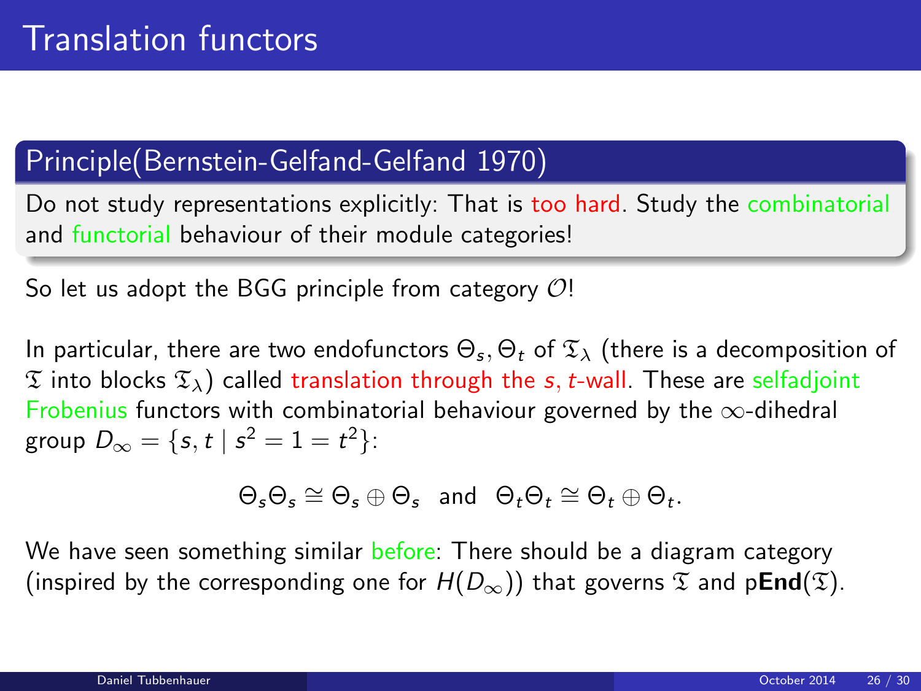# Translation functors

**Principle(Bernstein-Gelfand-Gelfand 1970)**

Do not study representations explicitly: That is too hard. Study the combinatorial and functorial behaviour of their module categories!

So let us adopt the BGG principle from category $\mathcal{O}$!

In particular, there are two endofunctors $\Theta_s, \Theta_t$ of $\mathfrak{T}_\lambda$ (there is a decomposition of $\mathfrak{T}$ into blocks $\mathfrak{T}_\lambda$) called translation through the $s, t$-wall. These are selfadjoint Frobenius functors with combinatorial behaviour governed by the $\infty$-dihedral group $D_\infty = \{s, t \mid s^2 = 1 = t^2\}$:

$$\Theta_s\Theta_s \cong \Theta_s \oplus \Theta_s \quad \text{and} \quad \Theta_t\Theta_t \cong \Theta_t \oplus \Theta_t.$$

We have seen something similar before: There should be a diagram category (inspired by the corresponding one for $H(D_\infty)$) that governs $\mathfrak{T}$ and p**End**$(\mathfrak{T})$.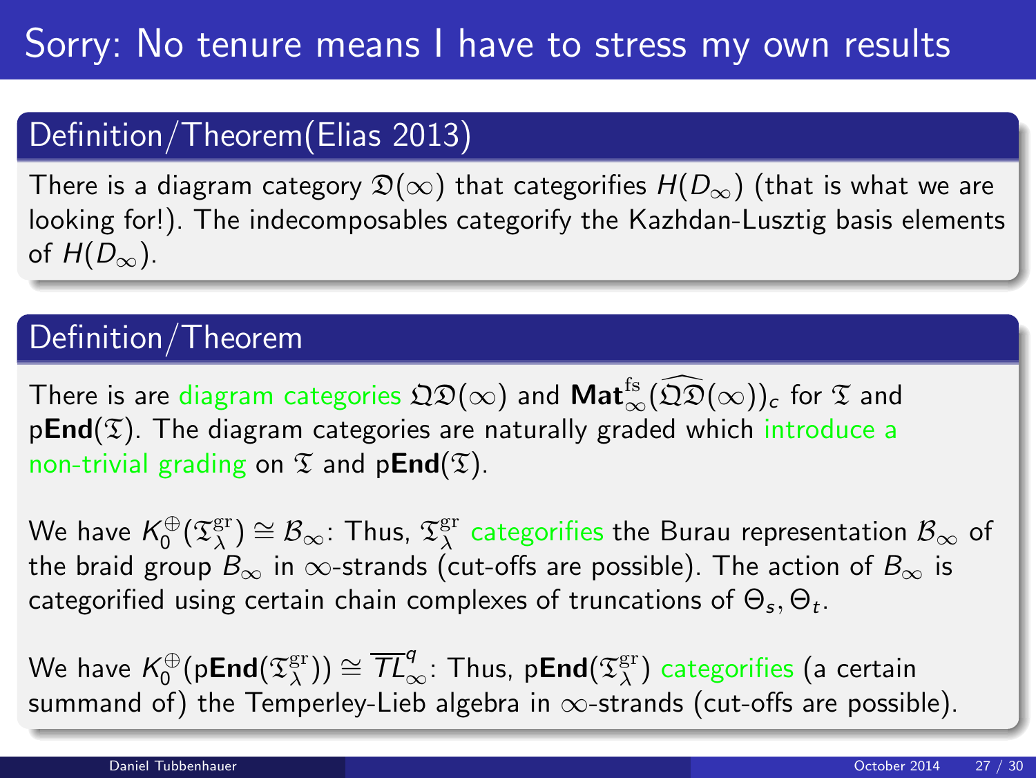# Sorry: No tenure means I have to stress my own results

## Definition/Theorem(Elias 2013)

There is a diagram category $\mathfrak{D}(\infty)$ that categorifies $H(D_\infty)$ (that is what we are looking for!). The indecomposables categorify the Kazhdan-Lusztig basis elements of $H(D_\infty)$.

## Definition/Theorem

There is are diagram categories $\mathfrak{Q}\mathfrak{D}(\infty)$ and $\mathbf{Mat}^{\mathrm{fs}}_\infty(\widehat{\mathfrak{Q}\mathfrak{D}}(\infty))_c$ for $\mathfrak{T}$ and p$\mathbf{End}(\mathfrak{T})$. The diagram categories are naturally graded which introduce a non-trivial grading on $\mathfrak{T}$ and p$\mathbf{End}(\mathfrak{T})$.

We have $K_0^{\oplus}(\mathfrak{T}^{\mathrm{gr}}_\lambda) \cong \mathcal{B}_\infty$: Thus, $\mathfrak{T}^{\mathrm{gr}}_\lambda$ categorifies the Burau representation $\mathcal{B}_\infty$ of the braid group $B_\infty$ in $\infty$-strands (cut-offs are possible). The action of $B_\infty$ is categorified using certain chain complexes of truncations of $\Theta_s, \Theta_t$.

We have $K_0^{\oplus}(\mathrm{p}\mathbf{End}(\mathfrak{T}^{\mathrm{gr}}_\lambda)) \cong \overline{TL}^q_\infty$: Thus, p$\mathbf{End}(\mathfrak{T}^{\mathrm{gr}}_\lambda)$ categorifies (a certain summand of) the Temperley-Lieb algebra in $\infty$-strands (cut-offs are possible).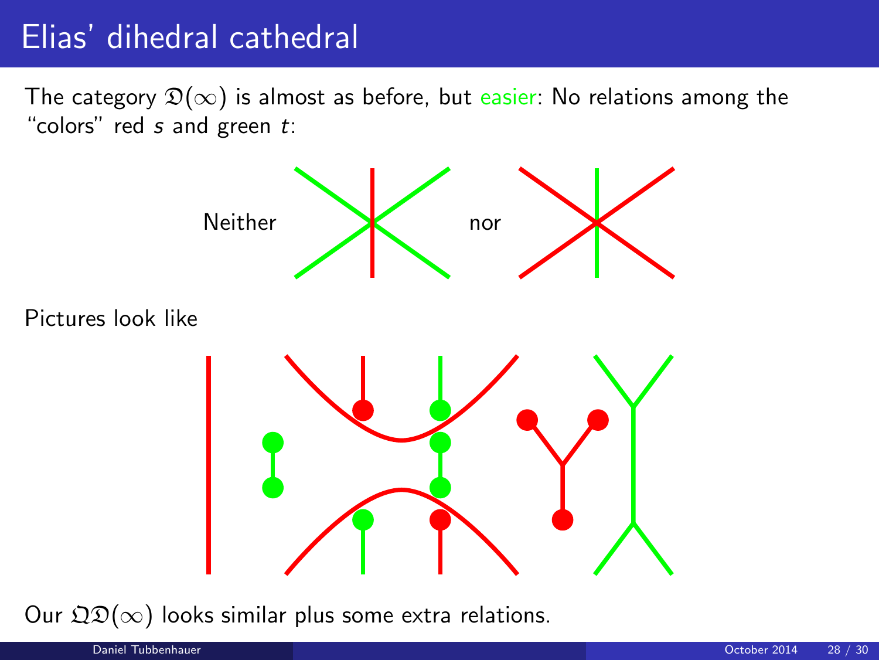# Elias' dihedral cathedral

The category $\mathfrak{D}(\infty)$ is almost as before, but easier: No relations among the "colors" red $s$ and green $t$:

Neither nor

Pictures look like

Our $\mathfrak{Q}\mathfrak{D}(\infty)$ looks similar plus some extra relations.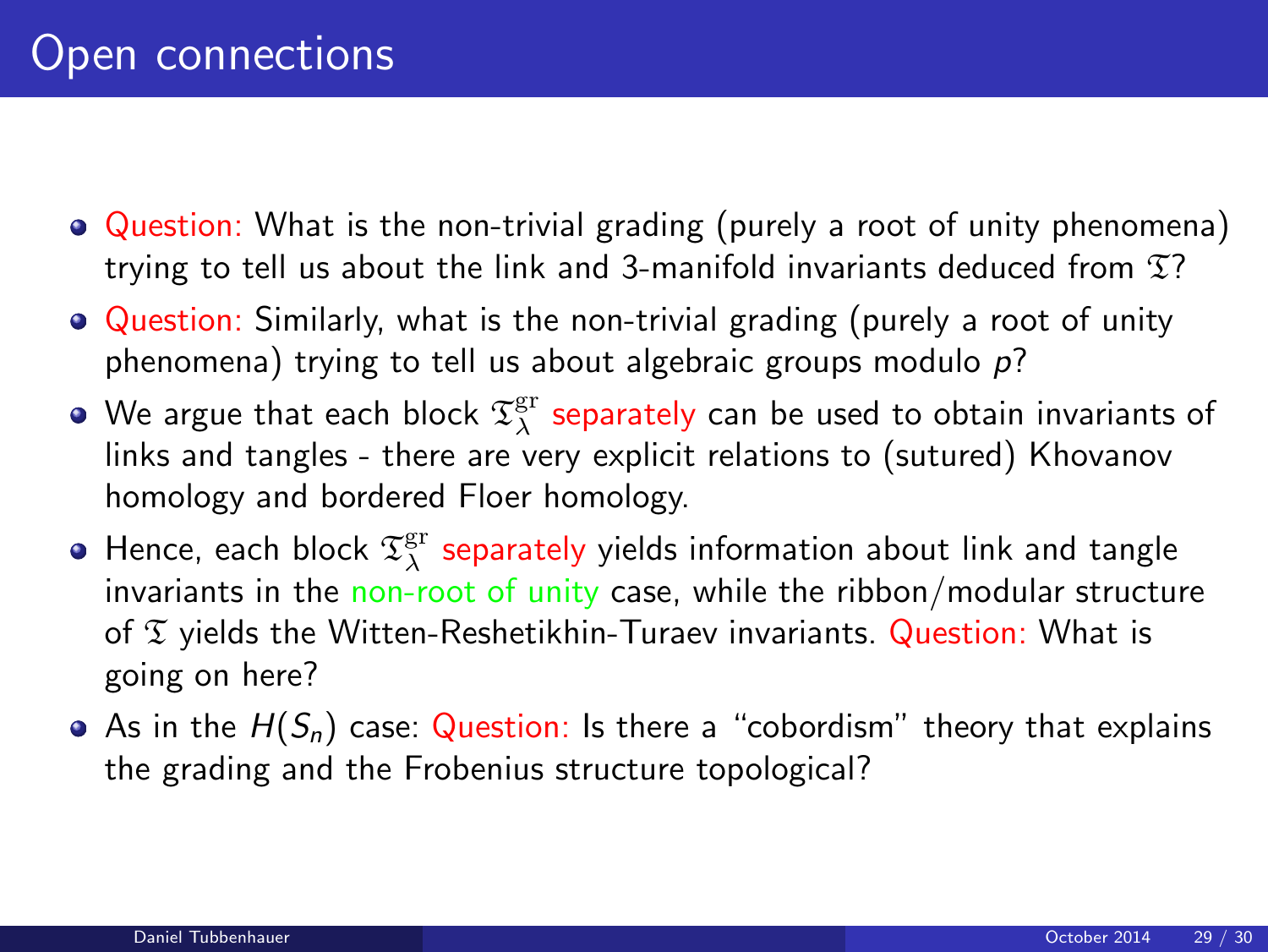# Open connections

- Question: What is the non-trivial grading (purely a root of unity phenomena) trying to tell us about the link and 3-manifold invariants deduced from $\mathfrak{T}$?
- Question: Similarly, what is the non-trivial grading (purely a root of unity phenomena) trying to tell us about algebraic groups modulo $p$?
- We argue that each block $\mathfrak{T}_{\lambda}^{\mathrm{gr}}$ separately can be used to obtain invariants of links and tangles - there are very explicit relations to (sutured) Khovanov homology and bordered Floer homology.
- Hence, each block $\mathfrak{T}_{\lambda}^{\mathrm{gr}}$ separately yields information about link and tangle invariants in the non-root of unity case, while the ribbon/modular structure of $\mathfrak{T}$ yields the Witten-Reshetikhin-Turaev invariants. Question: What is going on here?
- As in the $H(S_n)$ case: Question: Is there a "cobordism" theory that explains the grading and the Frobenius structure topological?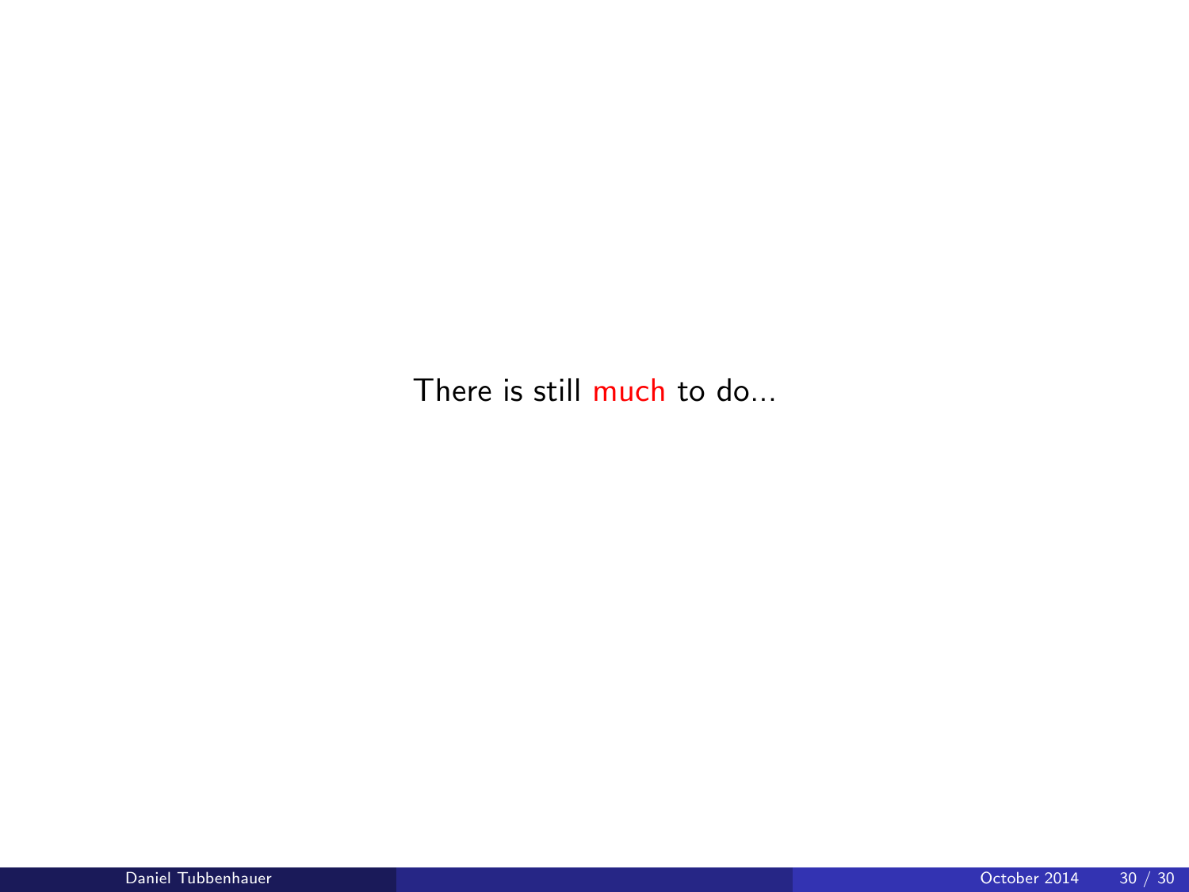There is still much to do...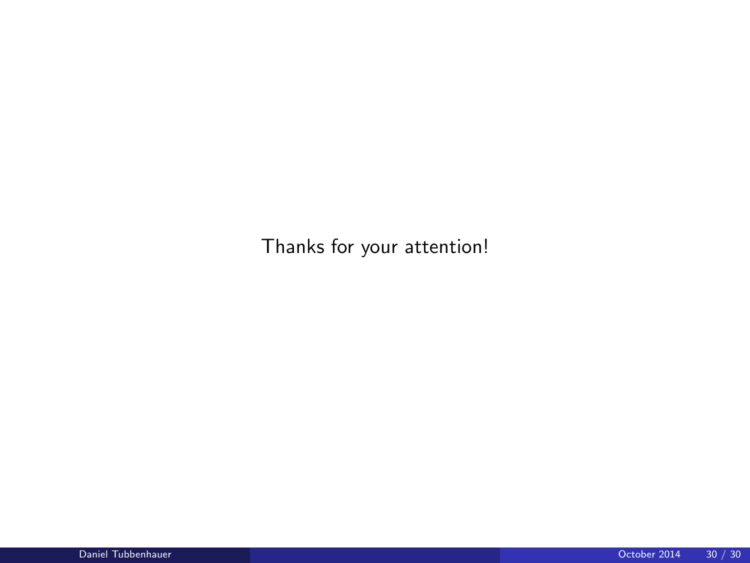Thanks for your attention!